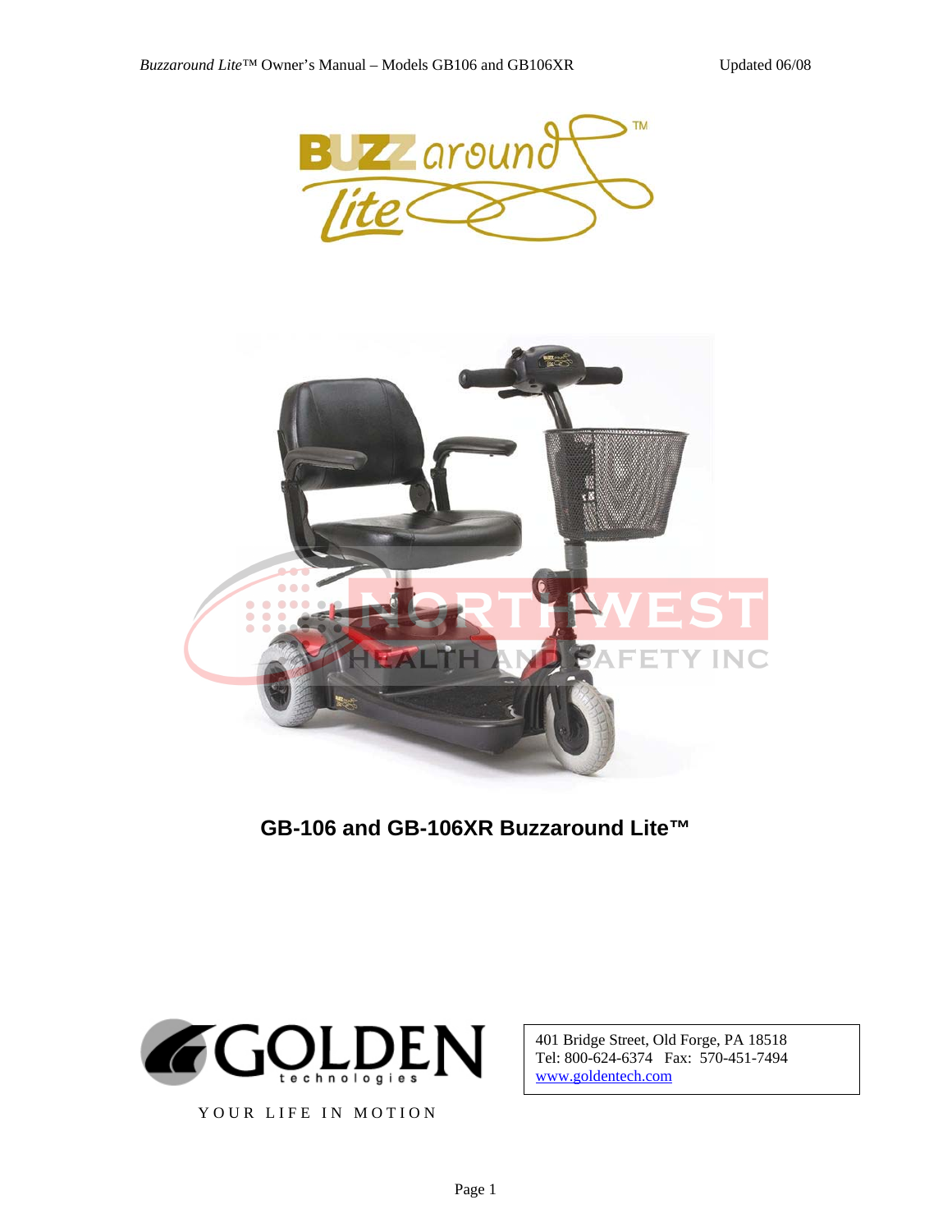# GB-106 and GB-106XR Buzzaround Lite™

YOUR LIFE IN MOTION

401 Bridge Street, Old Forge, PA 18518
Tel: 800-624-6374 Fax: 570-451-7494
www.goldentech.com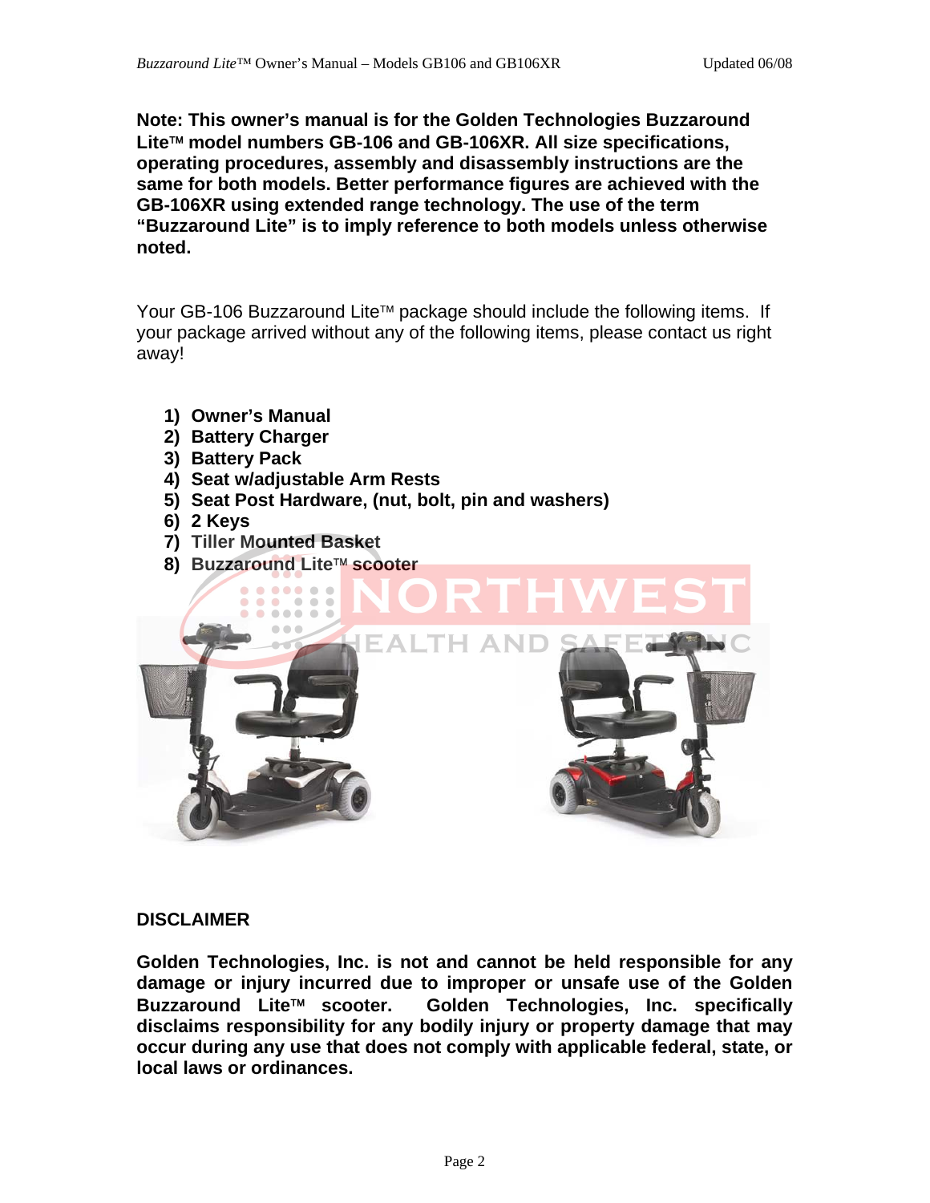**Note: This owner's manual is for the Golden Technologies Buzzaround Lite™ model numbers GB-106 and GB-106XR. All size specifications, operating procedures, assembly and disassembly instructions are the same for both models. Better performance figures are achieved with the GB-106XR using extended range technology. The use of the term "Buzzaround Lite" is to imply reference to both models unless otherwise noted.**

Your GB-106 Buzzaround Lite™ package should include the following items. If your package arrived without any of the following items, please contact us right away!

1) **Owner's Manual**
2) **Battery Charger**
3) **Battery Pack**
4) **Seat w/adjustable Arm Rests**
5) **Seat Post Hardware, (nut, bolt, pin and washers)**
6) **2 Keys**
7) **Tiller Mounted Basket**
8) **Buzzaround Lite™ scooter**

## DISCLAIMER

**Golden Technologies, Inc. is not and cannot be held responsible for any damage or injury incurred due to improper or unsafe use of the Golden Buzzaround Lite™ scooter. Golden Technologies, Inc. specifically disclaims responsibility for any bodily injury or property damage that may occur during any use that does not comply with applicable federal, state, or local laws or ordinances.**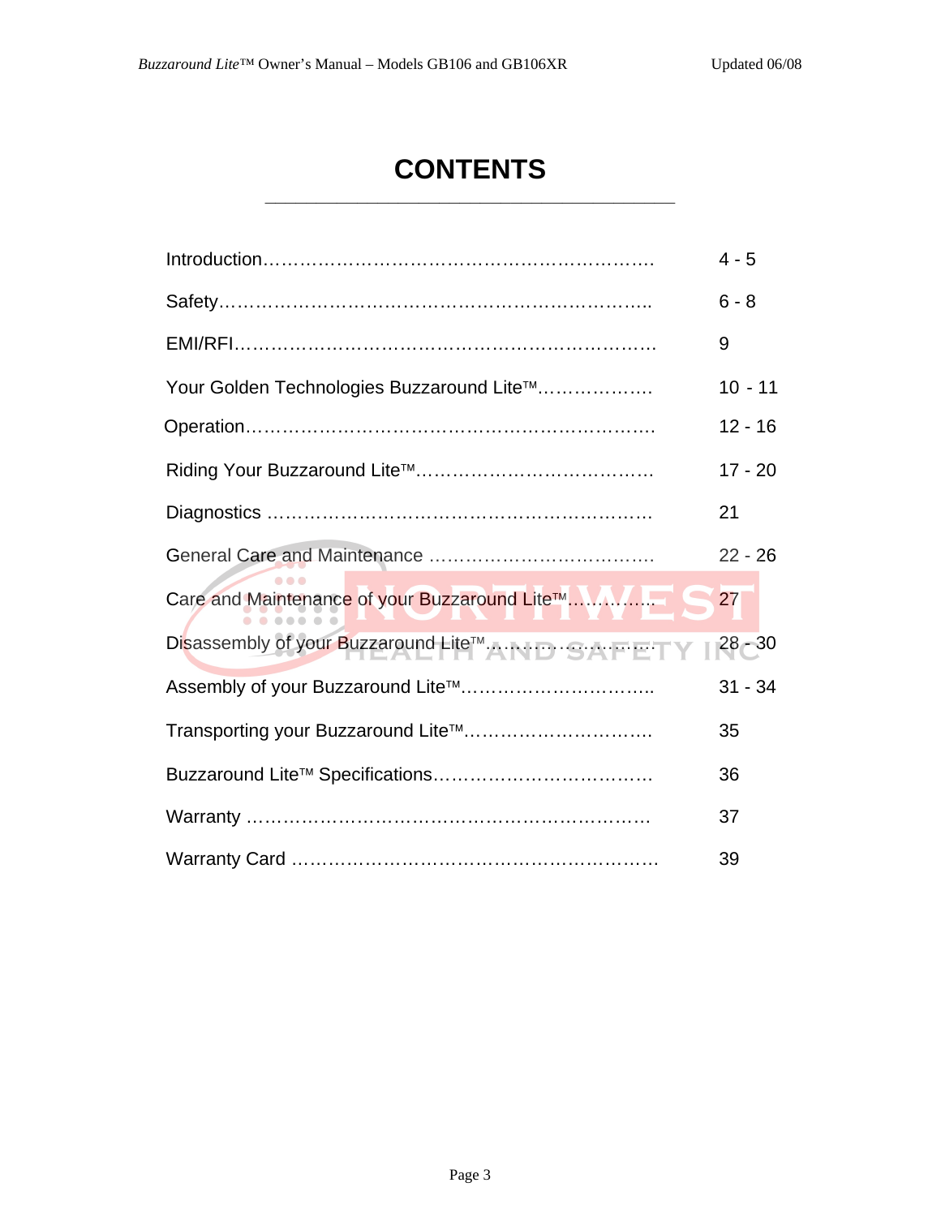# CONTENTS

| | |
|---|---|
| Introduction | 4 - 5 |
| Safety | 6 - 8 |
| EMI/RFI | 9 |
| Your Golden Technologies Buzzaround Lite™ | 10 - 11 |
| Operation | 12 - 16 |
| Riding Your Buzzaround Lite™ | 17 - 20 |
| Diagnostics | 21 |
| General Care and Maintenance | 22 - 26 |
| Care and Maintenance of your Buzzaround Lite™ | 27 |
| Disassembly of your Buzzaround Lite™ | 28 - 30 |
| Assembly of your Buzzaround Lite™ | 31 - 34 |
| Transporting your Buzzaround Lite™ | 35 |
| Buzzaround Lite™ Specifications | 36 |
| Warranty | 37 |
| Warranty Card | 39 |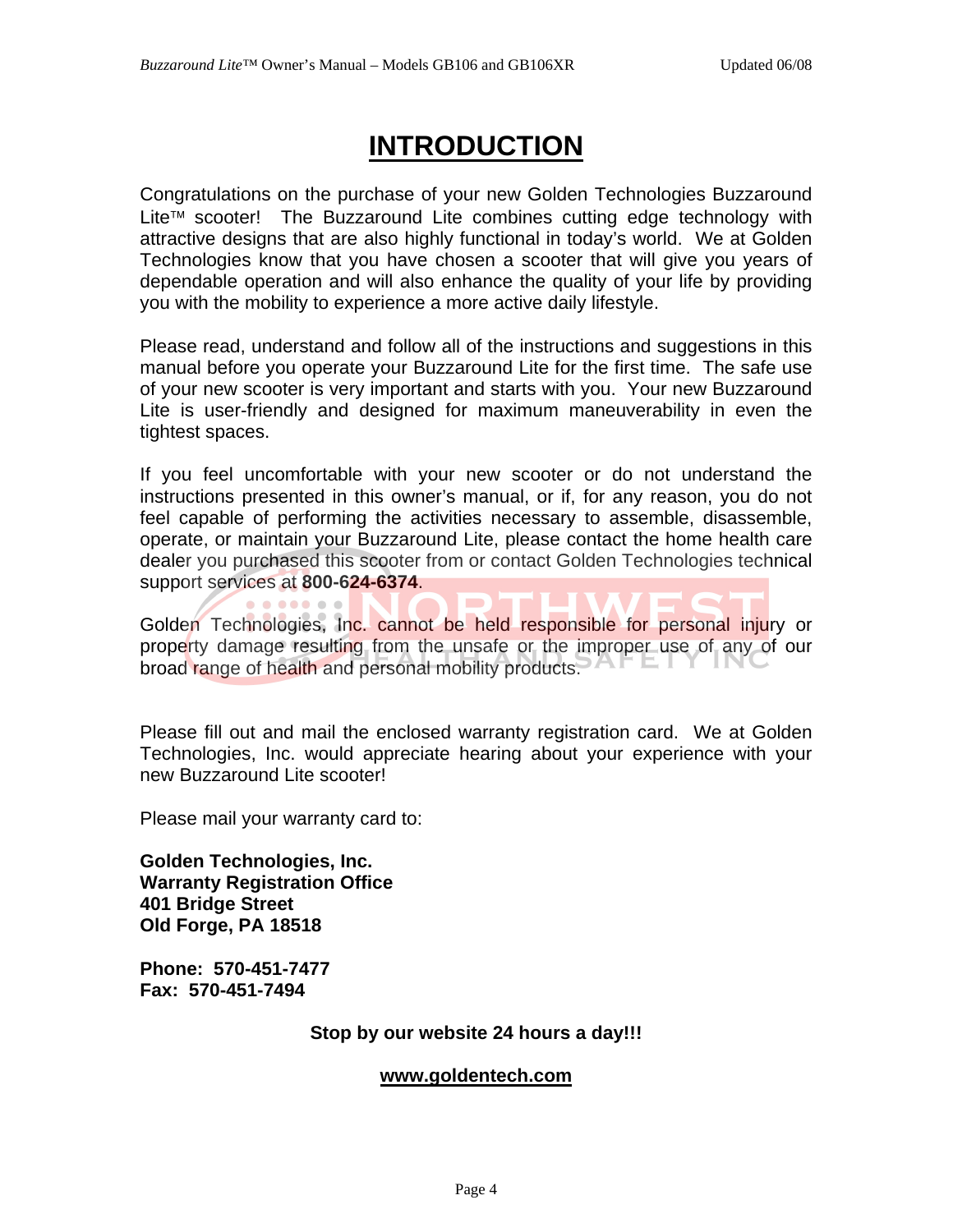# INTRODUCTION

Congratulations on the purchase of your new Golden Technologies Buzzaround Lite™ scooter! The Buzzaround Lite combines cutting edge technology with attractive designs that are also highly functional in today's world. We at Golden Technologies know that you have chosen a scooter that will give you years of dependable operation and will also enhance the quality of your life by providing you with the mobility to experience a more active daily lifestyle.

Please read, understand and follow all of the instructions and suggestions in this manual before you operate your Buzzaround Lite for the first time. The safe use of your new scooter is very important and starts with you. Your new Buzzaround Lite is user-friendly and designed for maximum maneuverability in even the tightest spaces.

If you feel uncomfortable with your new scooter or do not understand the instructions presented in this owner's manual, or if, for any reason, you do not feel capable of performing the activities necessary to assemble, disassemble, operate, or maintain your Buzzaround Lite, please contact the home health care dealer you purchased this scooter from or contact Golden Technologies technical support services at **800-624-6374**.

Golden Technologies, Inc. cannot be held responsible for personal injury or property damage resulting from the unsafe or the improper use of any of our broad range of health and personal mobility products.

Please fill out and mail the enclosed warranty registration card. We at Golden Technologies, Inc. would appreciate hearing about your experience with your new Buzzaround Lite scooter!

Please mail your warranty card to:

**Golden Technologies, Inc.**
**Warranty Registration Office**
**401 Bridge Street**
**Old Forge, PA 18518**

**Phone: 570-451-7477**
**Fax: 570-451-7494**

**Stop by our website 24 hours a day!!!**

**www.goldentech.com**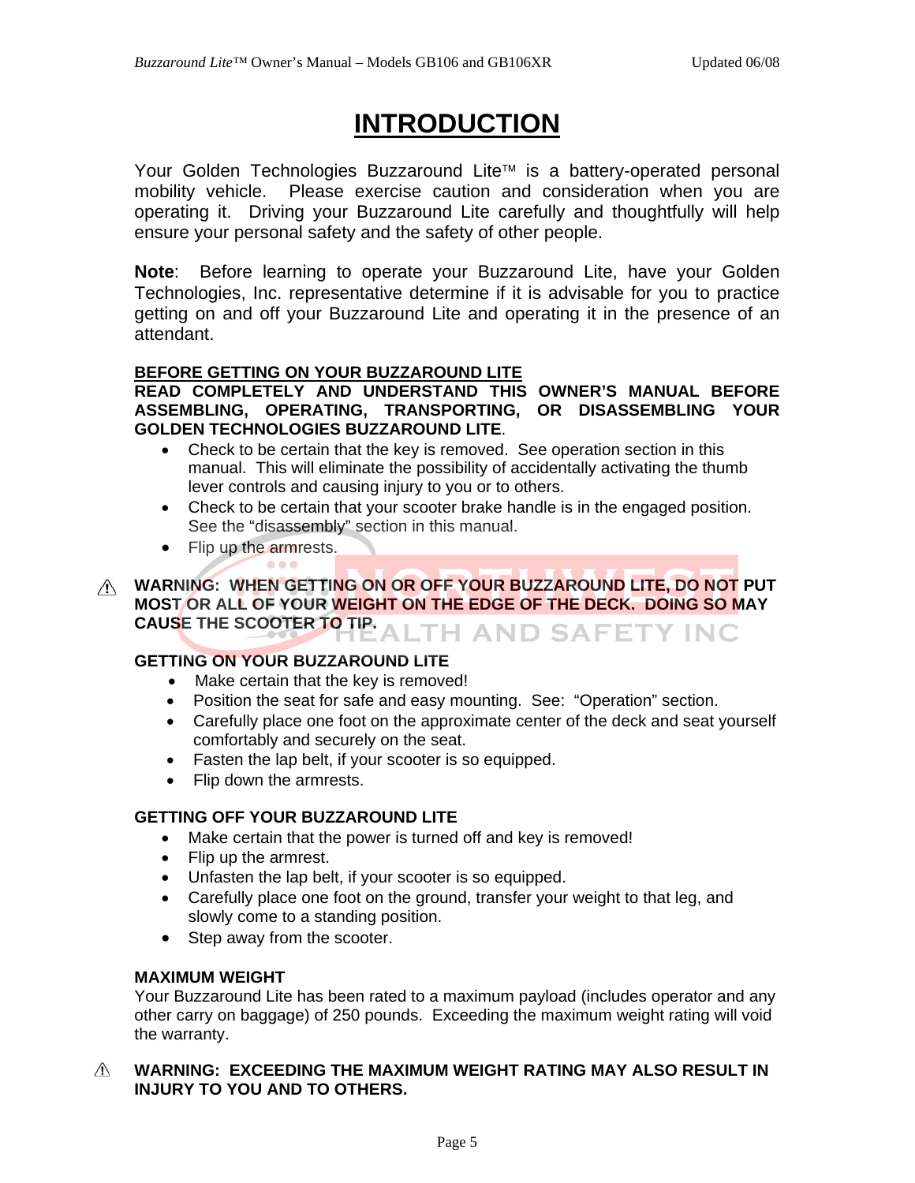# INTRODUCTION

Your Golden Technologies Buzzaround Lite™ is a battery-operated personal mobility vehicle. Please exercise caution and consideration when you are operating it. Driving your Buzzaround Lite carefully and thoughtfully will help ensure your personal safety and the safety of other people.

**Note**: Before learning to operate your Buzzaround Lite, have your Golden Technologies, Inc. representative determine if it is advisable for you to practice getting on and off your Buzzaround Lite and operating it in the presence of an attendant.

**BEFORE GETTING ON YOUR BUZZAROUND LITE**

**READ COMPLETELY AND UNDERSTAND THIS OWNER'S MANUAL BEFORE ASSEMBLING, OPERATING, TRANSPORTING, OR DISASSEMBLING YOUR GOLDEN TECHNOLOGIES BUZZAROUND LITE**.

- Check to be certain that the key is removed. See operation section in this manual. This will eliminate the possibility of accidentally activating the thumb lever controls and causing injury to you or to others.
- Check to be certain that your scooter brake handle is in the engaged position. See the "disassembly" section in this manual.
- Flip up the armrests.

⚠ **WARNING: WHEN GETTING ON OR OFF YOUR BUZZAROUND LITE, DO NOT PUT MOST OR ALL OF YOUR WEIGHT ON THE EDGE OF THE DECK. DOING SO MAY CAUSE THE SCOOTER TO TIP.**

**GETTING ON YOUR BUZZAROUND LITE**

- Make certain that the key is removed!
- Position the seat for safe and easy mounting. See: "Operation" section.
- Carefully place one foot on the approximate center of the deck and seat yourself comfortably and securely on the seat.
- Fasten the lap belt, if your scooter is so equipped.
- Flip down the armrests.

**GETTING OFF YOUR BUZZAROUND LITE**

- Make certain that the power is turned off and key is removed!
- Flip up the armrest.
- Unfasten the lap belt, if your scooter is so equipped.
- Carefully place one foot on the ground, transfer your weight to that leg, and slowly come to a standing position.
- Step away from the scooter.

**MAXIMUM WEIGHT**

Your Buzzaround Lite has been rated to a maximum payload (includes operator and any other carry on baggage) of 250 pounds. Exceeding the maximum weight rating will void the warranty.

⚠ **WARNING: EXCEEDING THE MAXIMUM WEIGHT RATING MAY ALSO RESULT IN INJURY TO YOU AND TO OTHERS.**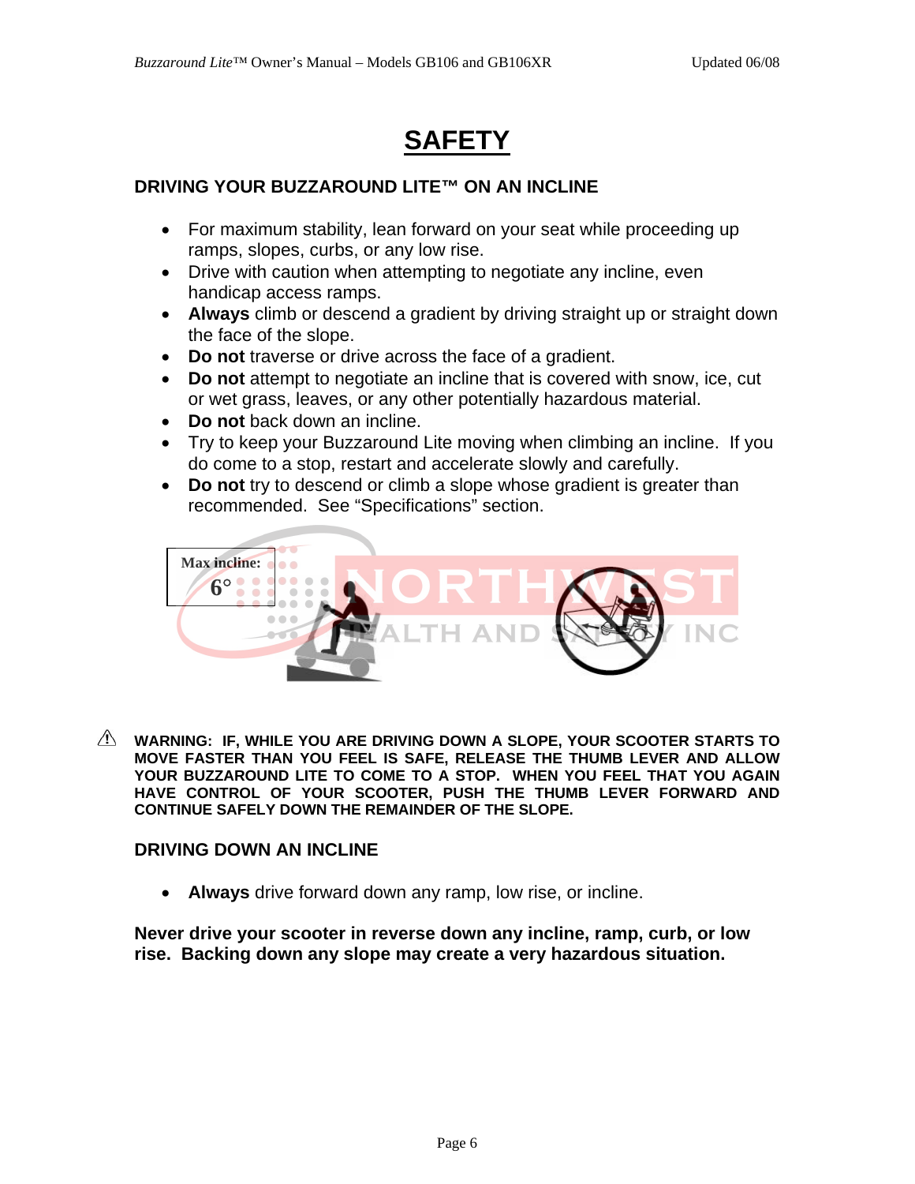# SAFETY

## DRIVING YOUR BUZZAROUND LITE™ ON AN INCLINE

- For maximum stability, lean forward on your seat while proceeding up ramps, slopes, curbs, or any low rise.
- Drive with caution when attempting to negotiate any incline, even handicap access ramps.
- **Always** climb or descend a gradient by driving straight up or straight down the face of the slope.
- **Do not** traverse or drive across the face of a gradient.
- **Do not** attempt to negotiate an incline that is covered with snow, ice, cut or wet grass, leaves, or any other potentially hazardous material.
- **Do not** back down an incline.
- Try to keep your Buzzaround Lite moving when climbing an incline. If you do come to a stop, restart and accelerate slowly and carefully.
- **Do not** try to descend or climb a slope whose gradient is greater than recommended. See "Specifications" section.

Max incline: 6°

⚠ **WARNING: IF, WHILE YOU ARE DRIVING DOWN A SLOPE, YOUR SCOOTER STARTS TO MOVE FASTER THAN YOU FEEL IS SAFE, RELEASE THE THUMB LEVER AND ALLOW YOUR BUZZAROUND LITE TO COME TO A STOP. WHEN YOU FEEL THAT YOU AGAIN HAVE CONTROL OF YOUR SCOOTER, PUSH THE THUMB LEVER FORWARD AND CONTINUE SAFELY DOWN THE REMAINDER OF THE SLOPE.**

## DRIVING DOWN AN INCLINE

- **Always** drive forward down any ramp, low rise, or incline.

**Never drive your scooter in reverse down any incline, ramp, curb, or low rise. Backing down any slope may create a very hazardous situation.**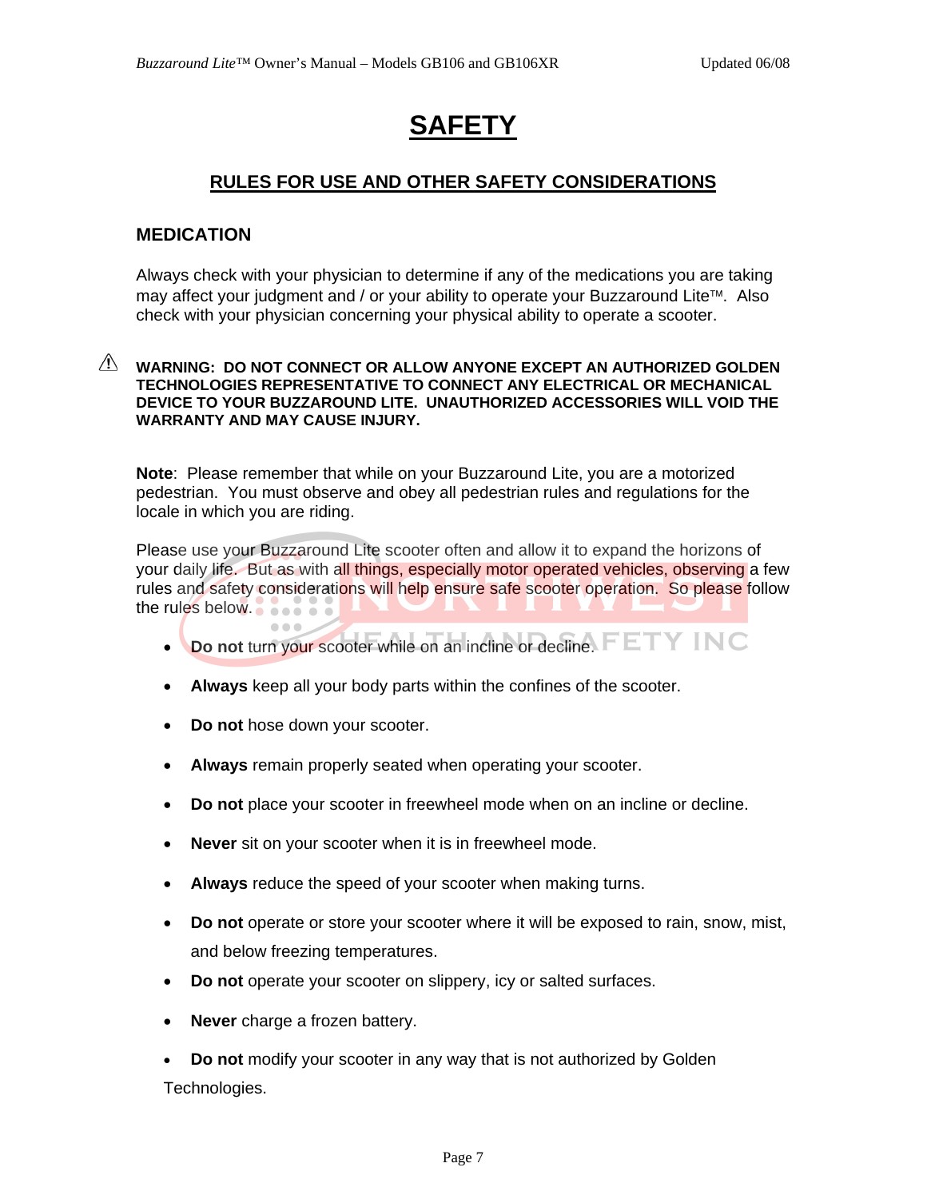# SAFETY

## RULES FOR USE AND OTHER SAFETY CONSIDERATIONS

### MEDICATION

Always check with your physician to determine if any of the medications you are taking may affect your judgment and / or your ability to operate your Buzzaround Lite™. Also check with your physician concerning your physical ability to operate a scooter.

⚠ **WARNING: DO NOT CONNECT OR ALLOW ANYONE EXCEPT AN AUTHORIZED GOLDEN TECHNOLOGIES REPRESENTATIVE TO CONNECT ANY ELECTRICAL OR MECHANICAL DEVICE TO YOUR BUZZAROUND LITE. UNAUTHORIZED ACCESSORIES WILL VOID THE WARRANTY AND MAY CAUSE INJURY.**

**Note**: Please remember that while on your Buzzaround Lite, you are a motorized pedestrian. You must observe and obey all pedestrian rules and regulations for the locale in which you are riding.

Please use your Buzzaround Lite scooter often and allow it to expand the horizons of your daily life. But as with all things, especially motor operated vehicles, observing a few rules and safety considerations will help ensure safe scooter operation. So please follow the rules below.

- **Do not** turn your scooter while on an incline or decline.
- **Always** keep all your body parts within the confines of the scooter.
- **Do not** hose down your scooter.
- **Always** remain properly seated when operating your scooter.
- **Do not** place your scooter in freewheel mode when on an incline or decline.
- **Never** sit on your scooter when it is in freewheel mode.
- **Always** reduce the speed of your scooter when making turns.
- **Do not** operate or store your scooter where it will be exposed to rain, snow, mist, and below freezing temperatures.
- **Do not** operate your scooter on slippery, icy or salted surfaces.
- **Never** charge a frozen battery.
- **Do not** modify your scooter in any way that is not authorized by Golden Technologies.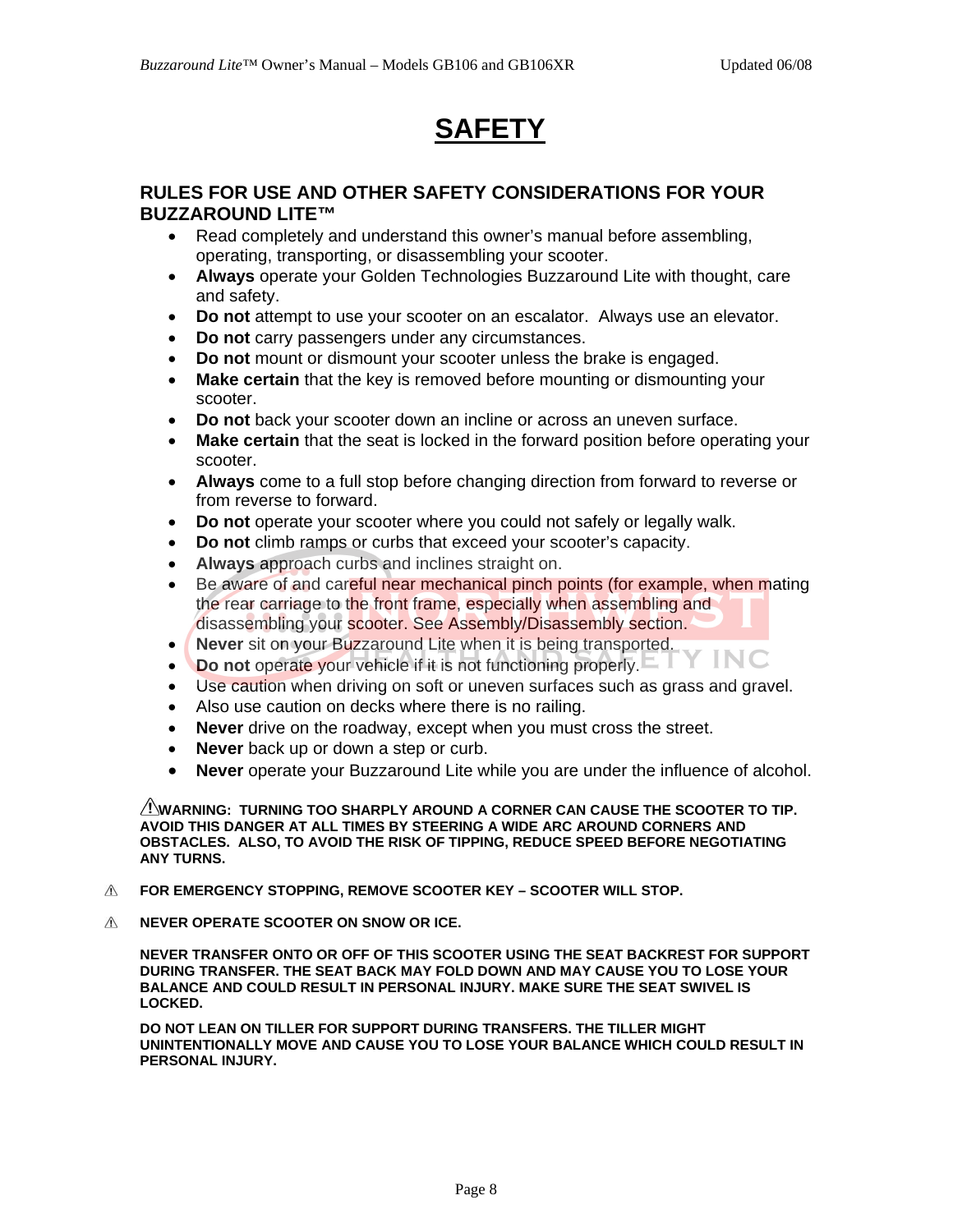# SAFETY

## RULES FOR USE AND OTHER SAFETY CONSIDERATIONS FOR YOUR BUZZAROUND LITE™

- Read completely and understand this owner's manual before assembling, operating, transporting, or disassembling your scooter.
- **Always** operate your Golden Technologies Buzzaround Lite with thought, care and safety.
- **Do not** attempt to use your scooter on an escalator. Always use an elevator.
- **Do not** carry passengers under any circumstances.
- **Do not** mount or dismount your scooter unless the brake is engaged.
- **Make certain** that the key is removed before mounting or dismounting your scooter.
- **Do not** back your scooter down an incline or across an uneven surface.
- **Make certain** that the seat is locked in the forward position before operating your scooter.
- **Always** come to a full stop before changing direction from forward to reverse or from reverse to forward.
- **Do not** operate your scooter where you could not safely or legally walk.
- **Do not** climb ramps or curbs that exceed your scooter's capacity.
- **Always** approach curbs and inclines straight on.
- Be aware of and careful near mechanical pinch points (for example, when mating the rear carriage to the front frame, especially when assembling and disassembling your scooter. See Assembly/Disassembly section.
- **Never** sit on your Buzzaround Lite when it is being transported.
- **Do not** operate your vehicle if it is not functioning properly.
- Use caution when driving on soft or uneven surfaces such as grass and gravel.
- Also use caution on decks where there is no railing.
- **Never** drive on the roadway, except when you must cross the street.
- **Never** back up or down a step or curb.
- **Never** operate your Buzzaround Lite while you are under the influence of alcohol.

⚠**WARNING: TURNING TOO SHARPLY AROUND A CORNER CAN CAUSE THE SCOOTER TO TIP. AVOID THIS DANGER AT ALL TIMES BY STEERING A WIDE ARC AROUND CORNERS AND OBSTACLES. ALSO, TO AVOID THE RISK OF TIPPING, REDUCE SPEED BEFORE NEGOTIATING ANY TURNS.**

⚠ **FOR EMERGENCY STOPPING, REMOVE SCOOTER KEY – SCOOTER WILL STOP.**

⚠ **NEVER OPERATE SCOOTER ON SNOW OR ICE.**

**NEVER TRANSFER ONTO OR OFF OF THIS SCOOTER USING THE SEAT BACKREST FOR SUPPORT DURING TRANSFER. THE SEAT BACK MAY FOLD DOWN AND MAY CAUSE YOU TO LOSE YOUR BALANCE AND COULD RESULT IN PERSONAL INJURY. MAKE SURE THE SEAT SWIVEL IS LOCKED.**

**DO NOT LEAN ON TILLER FOR SUPPORT DURING TRANSFERS. THE TILLER MIGHT UNINTENTIONALLY MOVE AND CAUSE YOU TO LOSE YOUR BALANCE WHICH COULD RESULT IN PERSONAL INJURY.**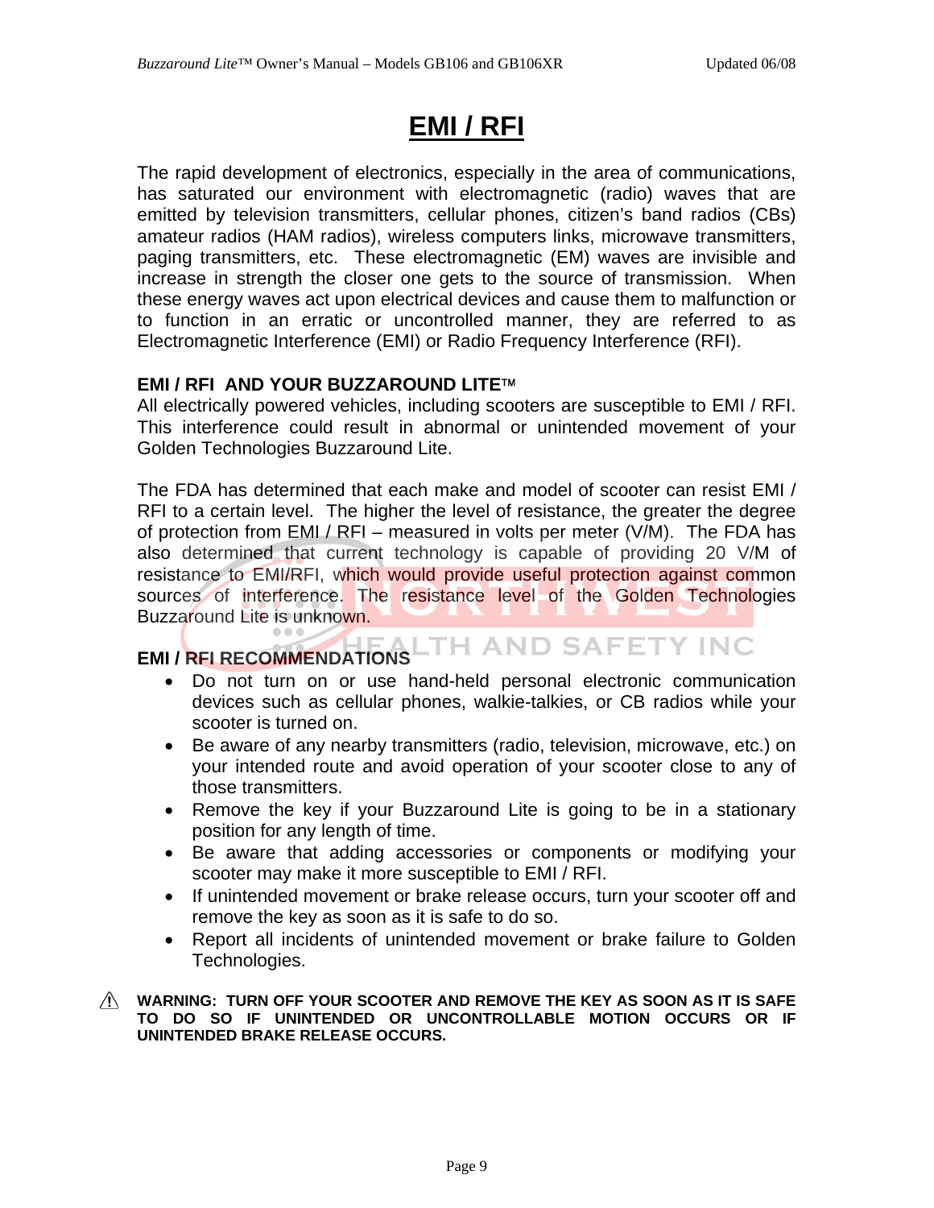# EMI / RFI

The rapid development of electronics, especially in the area of communications, has saturated our environment with electromagnetic (radio) waves that are emitted by television transmitters, cellular phones, citizen's band radios (CBs) amateur radios (HAM radios), wireless computers links, microwave transmitters, paging transmitters, etc. These electromagnetic (EM) waves are invisible and increase in strength the closer one gets to the source of transmission. When these energy waves act upon electrical devices and cause them to malfunction or to function in an erratic or uncontrolled manner, they are referred to as Electromagnetic Interference (EMI) or Radio Frequency Interference (RFI).

**EMI / RFI AND YOUR BUZZAROUND LITE™**

All electrically powered vehicles, including scooters are susceptible to EMI / RFI. This interference could result in abnormal or unintended movement of your Golden Technologies Buzzaround Lite.

The FDA has determined that each make and model of scooter can resist EMI / RFI to a certain level. The higher the level of resistance, the greater the degree of protection from EMI / RFI – measured in volts per meter (V/M). The FDA has also determined that current technology is capable of providing 20 V/M of resistance to EMI/RFI, which would provide useful protection against common sources of interference. The resistance level of the Golden Technologies Buzzaround Lite is unknown.

**EMI / RFI RECOMMENDATIONS**

- Do not turn on or use hand-held personal electronic communication devices such as cellular phones, walkie-talkies, or CB radios while your scooter is turned on.
- Be aware of any nearby transmitters (radio, television, microwave, etc.) on your intended route and avoid operation of your scooter close to any of those transmitters.
- Remove the key if your Buzzaround Lite is going to be in a stationary position for any length of time.
- Be aware that adding accessories or components or modifying your scooter may make it more susceptible to EMI / RFI.
- If unintended movement or brake release occurs, turn your scooter off and remove the key as soon as it is safe to do so.
- Report all incidents of unintended movement or brake failure to Golden Technologies.

⚠ **WARNING: TURN OFF YOUR SCOOTER AND REMOVE THE KEY AS SOON AS IT IS SAFE TO DO SO IF UNINTENDED OR UNCONTROLLABLE MOTION OCCURS OR IF UNINTENDED BRAKE RELEASE OCCURS.**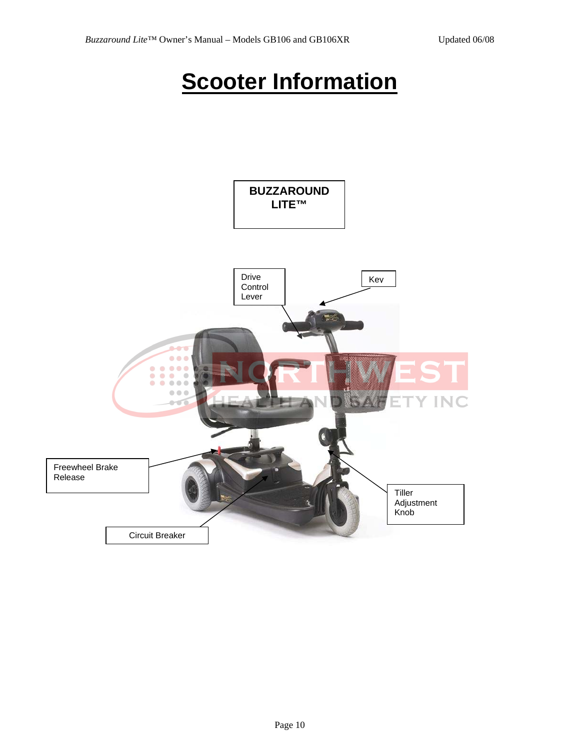# Scooter Information

**BUZZAROUND LITE™**

Drive Control Lever

Key

Freewheel Brake Release

Tiller Adjustment Knob

Circuit Breaker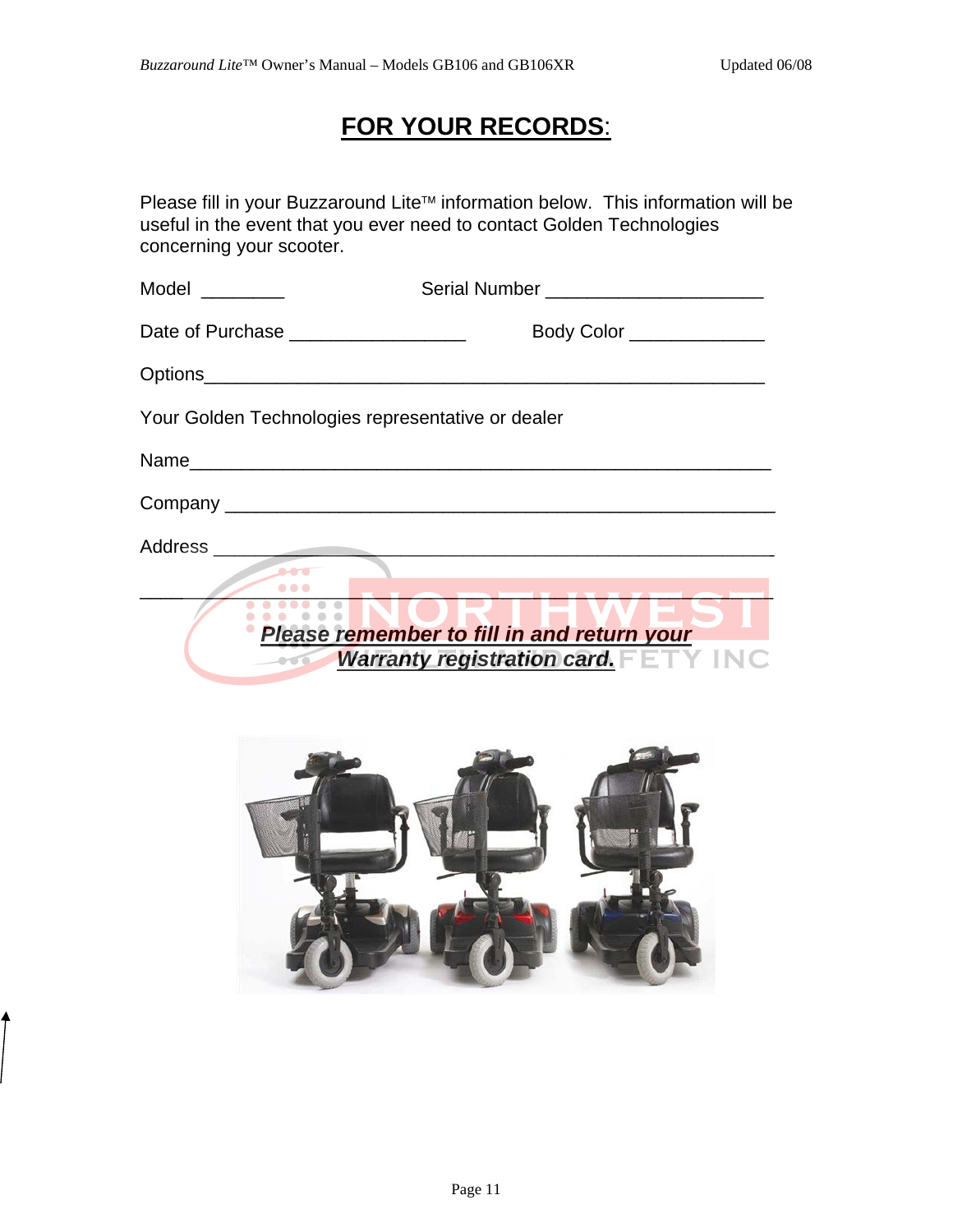# FOR YOUR RECORDS:

Please fill in your Buzzaround Lite™ information below. This information will be useful in the event that you ever need to contact Golden Technologies concerning your scooter.

Model ________ Serial Number ____________________

Date of Purchase ________________ Body Color ____________

Options____________________________________________________

Your Golden Technologies representative or dealer

Name_____________________________________________________

Company __________________________________________________

Address ___________________________________________________

__________________________________________________________

***Please remember to fill in and return your Warranty registration card.***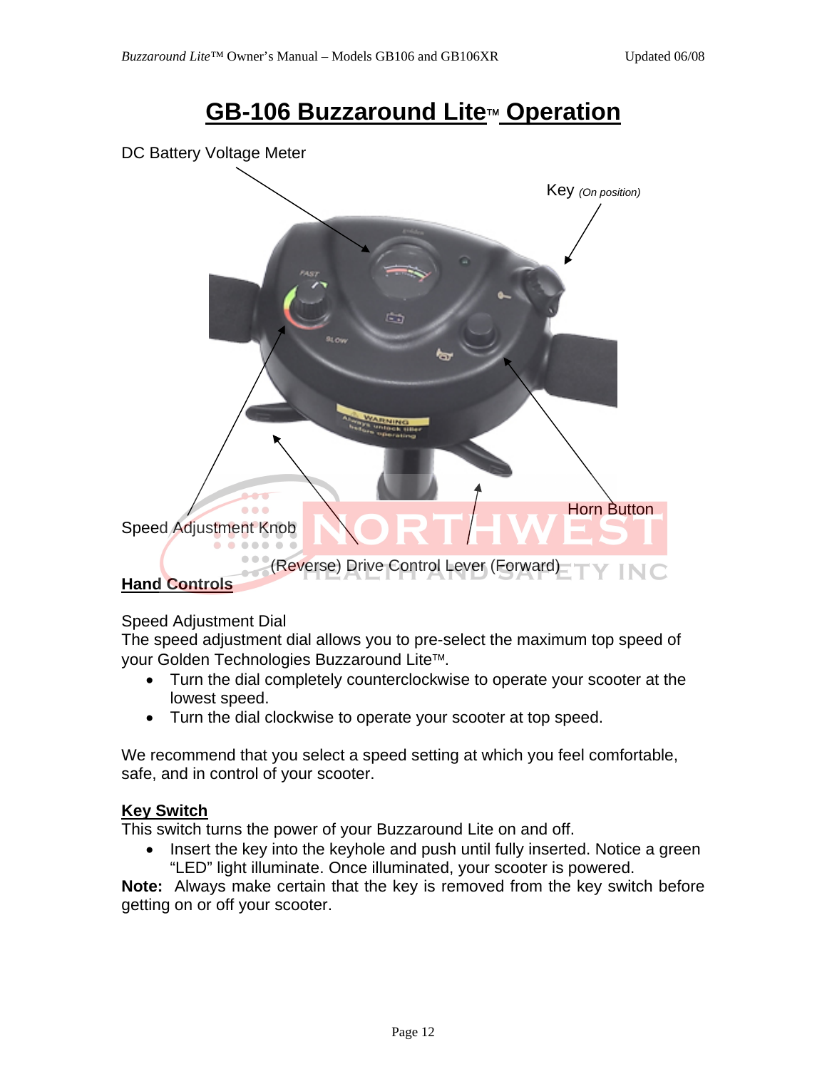# GB-106 Buzzaround Lite™ Operation

DC Battery Voltage Meter

Key *(On position)*

Horn Button

Speed Adjustment Knob

(Reverse) Drive Control Lever (Forward)

**Hand Controls**

Speed Adjustment Dial

The speed adjustment dial allows you to pre-select the maximum top speed of your Golden Technologies Buzzaround Lite™.

- Turn the dial completely counterclockwise to operate your scooter at the lowest speed.
- Turn the dial clockwise to operate your scooter at top speed.

We recommend that you select a speed setting at which you feel comfortable, safe, and in control of your scooter.

**Key Switch**

This switch turns the power of your Buzzaround Lite on and off.

- Insert the key into the keyhole and push until fully inserted. Notice a green "LED" light illuminate. Once illuminated, your scooter is powered.

**Note:** Always make certain that the key is removed from the key switch before getting on or off your scooter.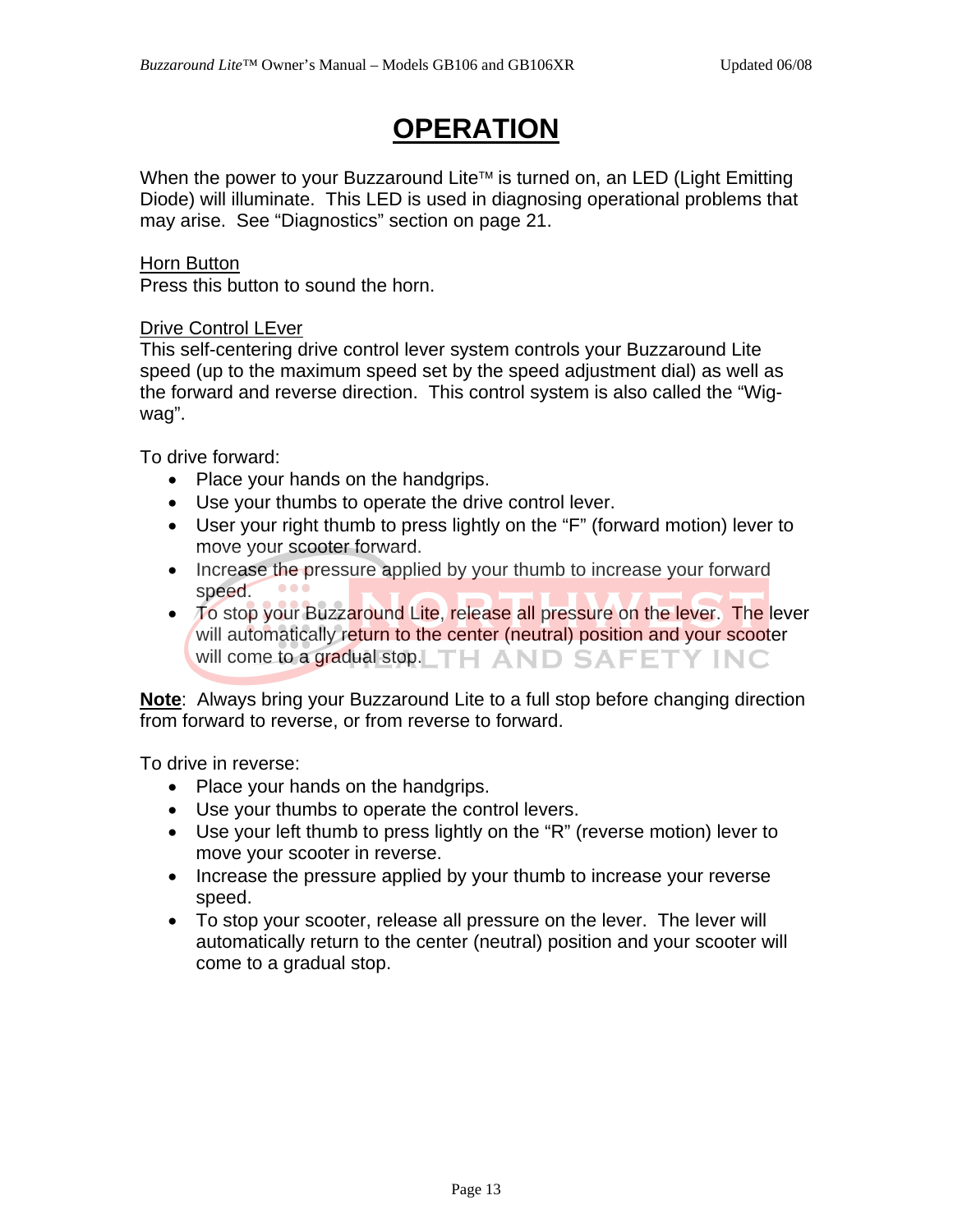# OPERATION

When the power to your Buzzaround Lite™ is turned on, an LED (Light Emitting Diode) will illuminate. This LED is used in diagnosing operational problems that may arise. See "Diagnostics" section on page 21.

Horn Button
Press this button to sound the horn.

Drive Control LEver
This self-centering drive control lever system controls your Buzzaround Lite speed (up to the maximum speed set by the speed adjustment dial) as well as the forward and reverse direction. This control system is also called the "Wig-wag".

To drive forward:

- Place your hands on the handgrips.
- Use your thumbs to operate the drive control lever.
- User your right thumb to press lightly on the "F" (forward motion) lever to move your scooter forward.
- Increase the pressure applied by your thumb to increase your forward speed.
- To stop your Buzzaround Lite, release all pressure on the lever. The lever will automatically return to the center (neutral) position and your scooter will come to a gradual stop.

**Note**: Always bring your Buzzaround Lite to a full stop before changing direction from forward to reverse, or from reverse to forward.

To drive in reverse:

- Place your hands on the handgrips.
- Use your thumbs to operate the control levers.
- Use your left thumb to press lightly on the "R" (reverse motion) lever to move your scooter in reverse.
- Increase the pressure applied by your thumb to increase your reverse speed.
- To stop your scooter, release all pressure on the lever. The lever will automatically return to the center (neutral) position and your scooter will come to a gradual stop.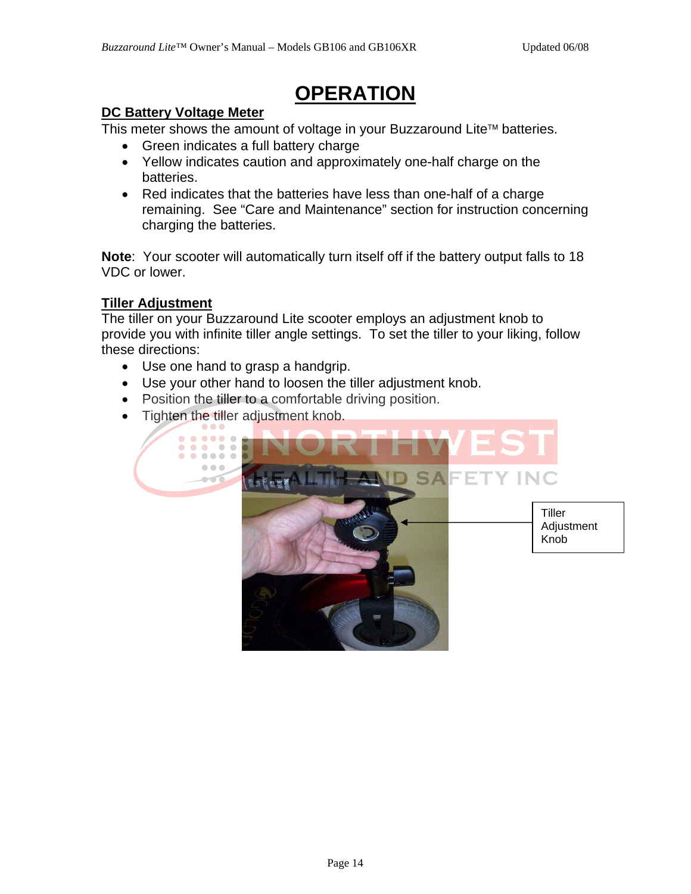# OPERATION

## DC Battery Voltage Meter

This meter shows the amount of voltage in your Buzzaround Lite™ batteries.

- Green indicates a full battery charge
- Yellow indicates caution and approximately one-half charge on the batteries.
- Red indicates that the batteries have less than one-half of a charge remaining. See "Care and Maintenance" section for instruction concerning charging the batteries.

**Note**: Your scooter will automatically turn itself off if the battery output falls to 18 VDC or lower.

## Tiller Adjustment

The tiller on your Buzzaround Lite scooter employs an adjustment knob to provide you with infinite tiller angle settings. To set the tiller to your liking, follow these directions:

- Use one hand to grasp a handgrip.
- Use your other hand to loosen the tiller adjustment knob.
- Position the tiller to a comfortable driving position.
- Tighten the tiller adjustment knob.

Tiller Adjustment Knob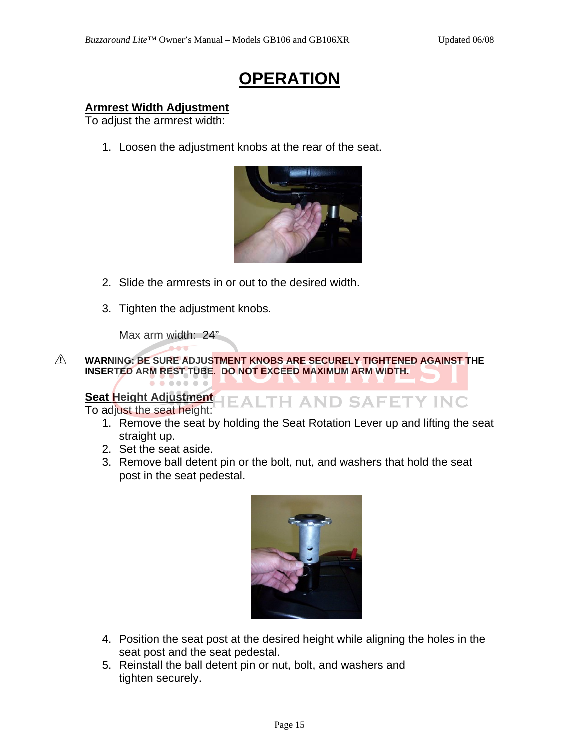# OPERATION

## Armrest Width Adjustment

To adjust the armrest width:

1. Loosen the adjustment knobs at the rear of the seat.

2. Slide the armrests in or out to the desired width.

3. Tighten the adjustment knobs.

   Max arm width: 24"

⚠ **WARNING: BE SURE ADJUSTMENT KNOBS ARE SECURELY TIGHTENED AGAINST THE INSERTED ARM REST TUBE. DO NOT EXCEED MAXIMUM ARM WIDTH.**

## Seat Height Adjustment

To adjust the seat height:

1. Remove the seat by holding the Seat Rotation Lever up and lifting the seat straight up.
2. Set the seat aside.
3. Remove ball detent pin or the bolt, nut, and washers that hold the seat post in the seat pedestal.

4. Position the seat post at the desired height while aligning the holes in the seat post and the seat pedestal.
5. Reinstall the ball detent pin or nut, bolt, and washers and tighten securely.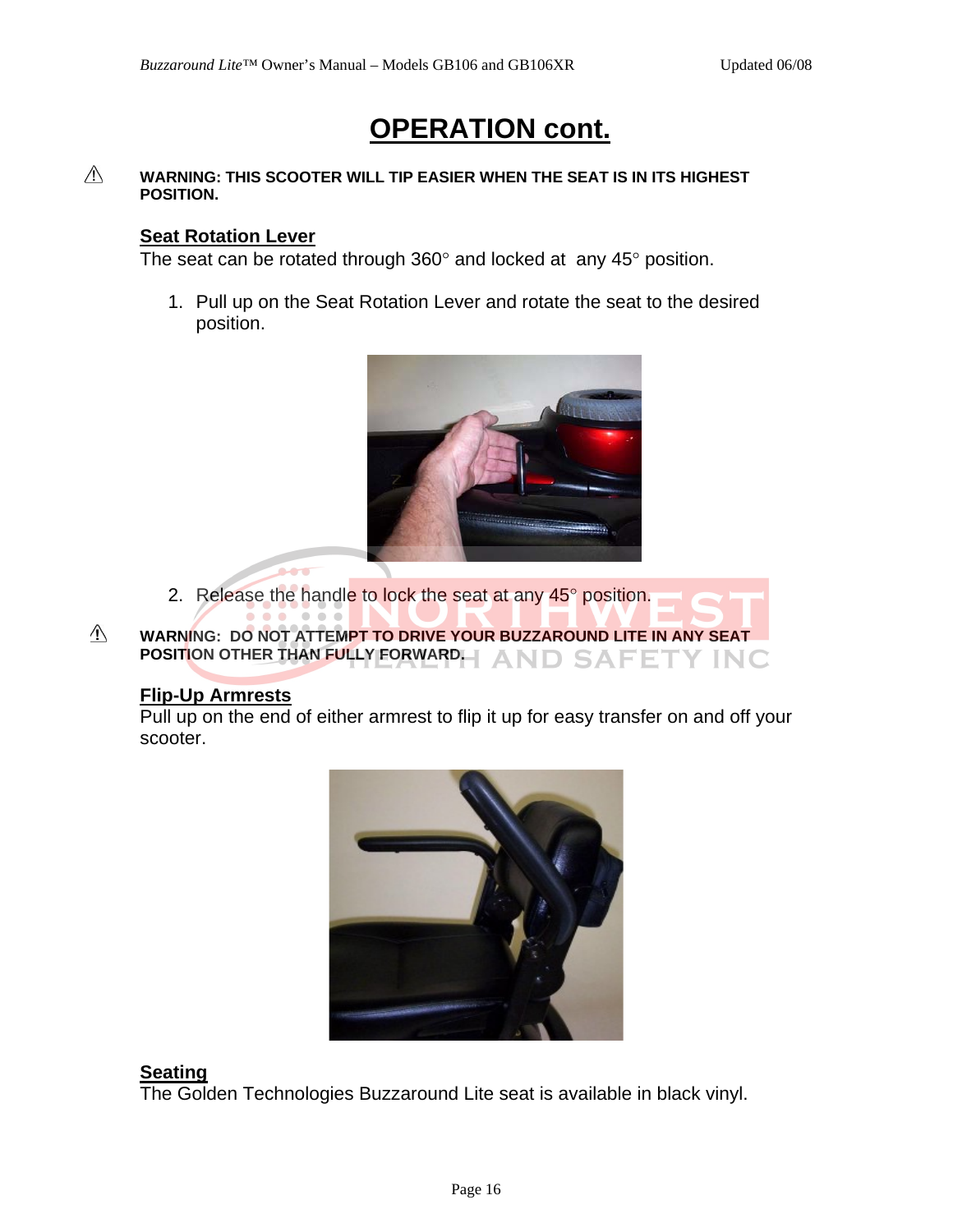# OPERATION cont.

⚠ **WARNING: THIS SCOOTER WILL TIP EASIER WHEN THE SEAT IS IN ITS HIGHEST POSITION.**

## Seat Rotation Lever

The seat can be rotated through 360° and locked at any 45° position.

1. Pull up on the Seat Rotation Lever and rotate the seat to the desired position.

2. Release the handle to lock the seat at any 45° position.

⚠ **WARNING: DO NOT ATTEMPT TO DRIVE YOUR BUZZAROUND LITE IN ANY SEAT POSITION OTHER THAN FULLY FORWARD.**

## Flip-Up Armrests

Pull up on the end of either armrest to flip it up for easy transfer on and off your scooter.

## Seating

The Golden Technologies Buzzaround Lite seat is available in black vinyl.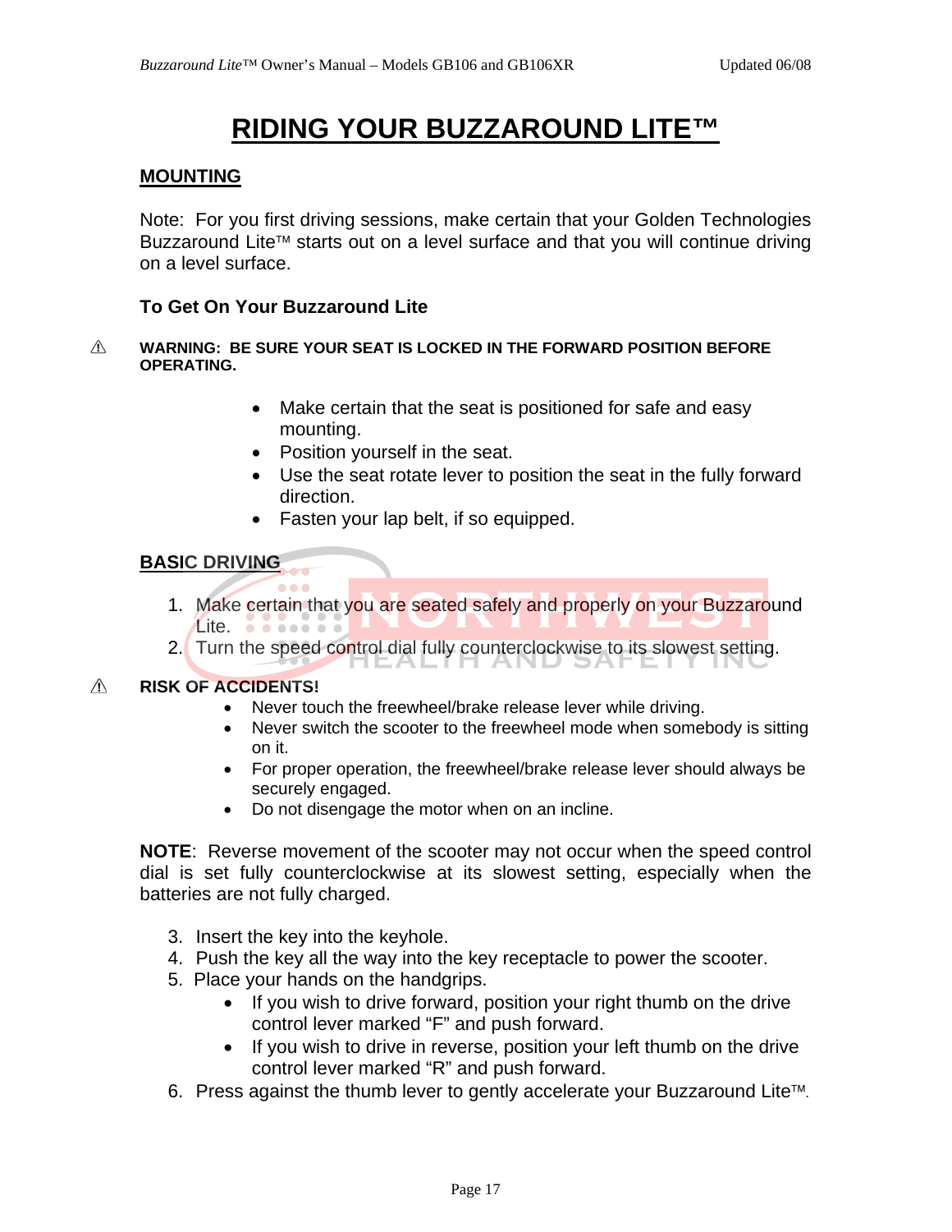# RIDING YOUR BUZZAROUND LITE™

## MOUNTING

Note: For you first driving sessions, make certain that your Golden Technologies Buzzaround Lite™ starts out on a level surface and that you will continue driving on a level surface.

### To Get On Your Buzzaround Lite

⚠ **WARNING: BE SURE YOUR SEAT IS LOCKED IN THE FORWARD POSITION BEFORE OPERATING.**

- Make certain that the seat is positioned for safe and easy mounting.
- Position yourself in the seat.
- Use the seat rotate lever to position the seat in the fully forward direction.
- Fasten your lap belt, if so equipped.

## BASIC DRIVING

1. Make certain that you are seated safely and properly on your Buzzaround Lite.
2. Turn the speed control dial fully counterclockwise to its slowest setting.

⚠ **RISK OF ACCIDENTS!**

- Never touch the freewheel/brake release lever while driving.
- Never switch the scooter to the freewheel mode when somebody is sitting on it.
- For proper operation, the freewheel/brake release lever should always be securely engaged.
- Do not disengage the motor when on an incline.

**NOTE**: Reverse movement of the scooter may not occur when the speed control dial is set fully counterclockwise at its slowest setting, especially when the batteries are not fully charged.

3. Insert the key into the keyhole.
4. Push the key all the way into the key receptacle to power the scooter.
5. Place your hands on the handgrips.
   - If you wish to drive forward, position your right thumb on the drive control lever marked “F” and push forward.
   - If you wish to drive in reverse, position your left thumb on the drive control lever marked “R” and push forward.
6. Press against the thumb lever to gently accelerate your Buzzaround Lite™.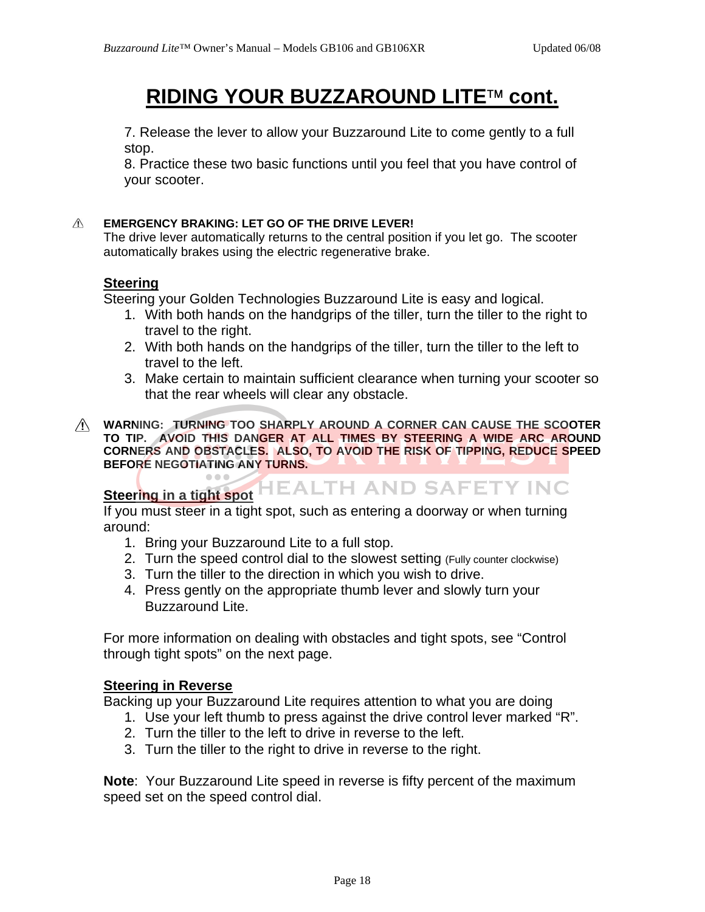# RIDING YOUR BUZZAROUND LITE™ cont.

7. Release the lever to allow your Buzzaround Lite to come gently to a full stop.
8. Practice these two basic functions until you feel that you have control of your scooter.

⚠ **EMERGENCY BRAKING: LET GO OF THE DRIVE LEVER!**
The drive lever automatically returns to the central position if you let go. The scooter automatically brakes using the electric regenerative brake.

## Steering

Steering your Golden Technologies Buzzaround Lite is easy and logical.

1. With both hands on the handgrips of the tiller, turn the tiller to the right to travel to the right.
2. With both hands on the handgrips of the tiller, turn the tiller to the left to travel to the left.
3. Make certain to maintain sufficient clearance when turning your scooter so that the rear wheels will clear any obstacle.

⚠ **WARNING: TURNING TOO SHARPLY AROUND A CORNER CAN CAUSE THE SCOOTER TO TIP. AVOID THIS DANGER AT ALL TIMES BY STEERING A WIDE ARC AROUND CORNERS AND OBSTACLES. ALSO, TO AVOID THE RISK OF TIPPING, REDUCE SPEED BEFORE NEGOTIATING ANY TURNS.**

## Steering in a tight spot

If you must steer in a tight spot, such as entering a doorway or when turning around:

1. Bring your Buzzaround Lite to a full stop.
2. Turn the speed control dial to the slowest setting (Fully counter clockwise)
3. Turn the tiller to the direction in which you wish to drive.
4. Press gently on the appropriate thumb lever and slowly turn your Buzzaround Lite.

For more information on dealing with obstacles and tight spots, see "Control through tight spots" on the next page.

## Steering in Reverse

Backing up your Buzzaround Lite requires attention to what you are doing

1. Use your left thumb to press against the drive control lever marked "R".
2. Turn the tiller to the left to drive in reverse to the left.
3. Turn the tiller to the right to drive in reverse to the right.

**Note**: Your Buzzaround Lite speed in reverse is fifty percent of the maximum speed set on the speed control dial.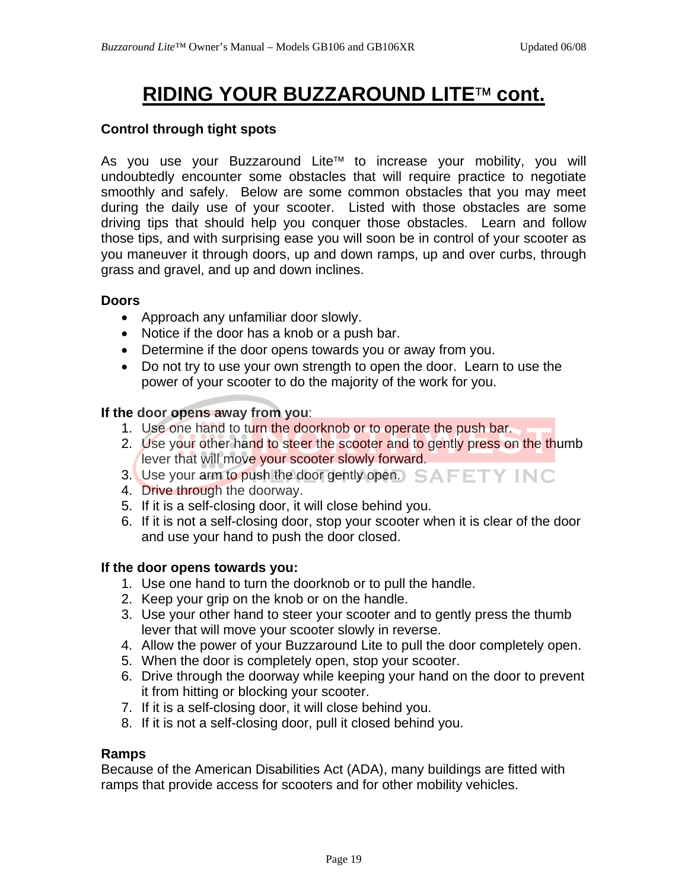# RIDING YOUR BUZZAROUND LITE™ cont.

### Control through tight spots

As you use your Buzzaround Lite™ to increase your mobility, you will undoubtedly encounter some obstacles that will require practice to negotiate smoothly and safely. Below are some common obstacles that you may meet during the daily use of your scooter. Listed with those obstacles are some driving tips that should help you conquer those obstacles. Learn and follow those tips, and with surprising ease you will soon be in control of your scooter as you maneuver it through doors, up and down ramps, up and over curbs, through grass and gravel, and up and down inclines.

### Doors

- Approach any unfamiliar door slowly.
- Notice if the door has a knob or a push bar.
- Determine if the door opens towards you or away from you.
- Do not try to use your own strength to open the door. Learn to use the power of your scooter to do the majority of the work for you.

**If the door opens away from you**:

1. Use one hand to turn the doorknob or to operate the push bar.
2. Use your other hand to steer the scooter and to gently press on the thumb lever that will move your scooter slowly forward.
3. Use your arm to push the door gently open.
4. Drive through the doorway.
5. If it is a self-closing door, it will close behind you.
6. If it is not a self-closing door, stop your scooter when it is clear of the door and use your hand to push the door closed.

**If the door opens towards you:**

1. Use one hand to turn the doorknob or to pull the handle.
2. Keep your grip on the knob or on the handle.
3. Use your other hand to steer your scooter and to gently press the thumb lever that will move your scooter slowly in reverse.
4. Allow the power of your Buzzaround Lite to pull the door completely open.
5. When the door is completely open, stop your scooter.
6. Drive through the doorway while keeping your hand on the door to prevent it from hitting or blocking your scooter.
7. If it is a self-closing door, it will close behind you.
8. If it is not a self-closing door, pull it closed behind you.

### Ramps

Because of the American Disabilities Act (ADA), many buildings are fitted with ramps that provide access for scooters and for other mobility vehicles.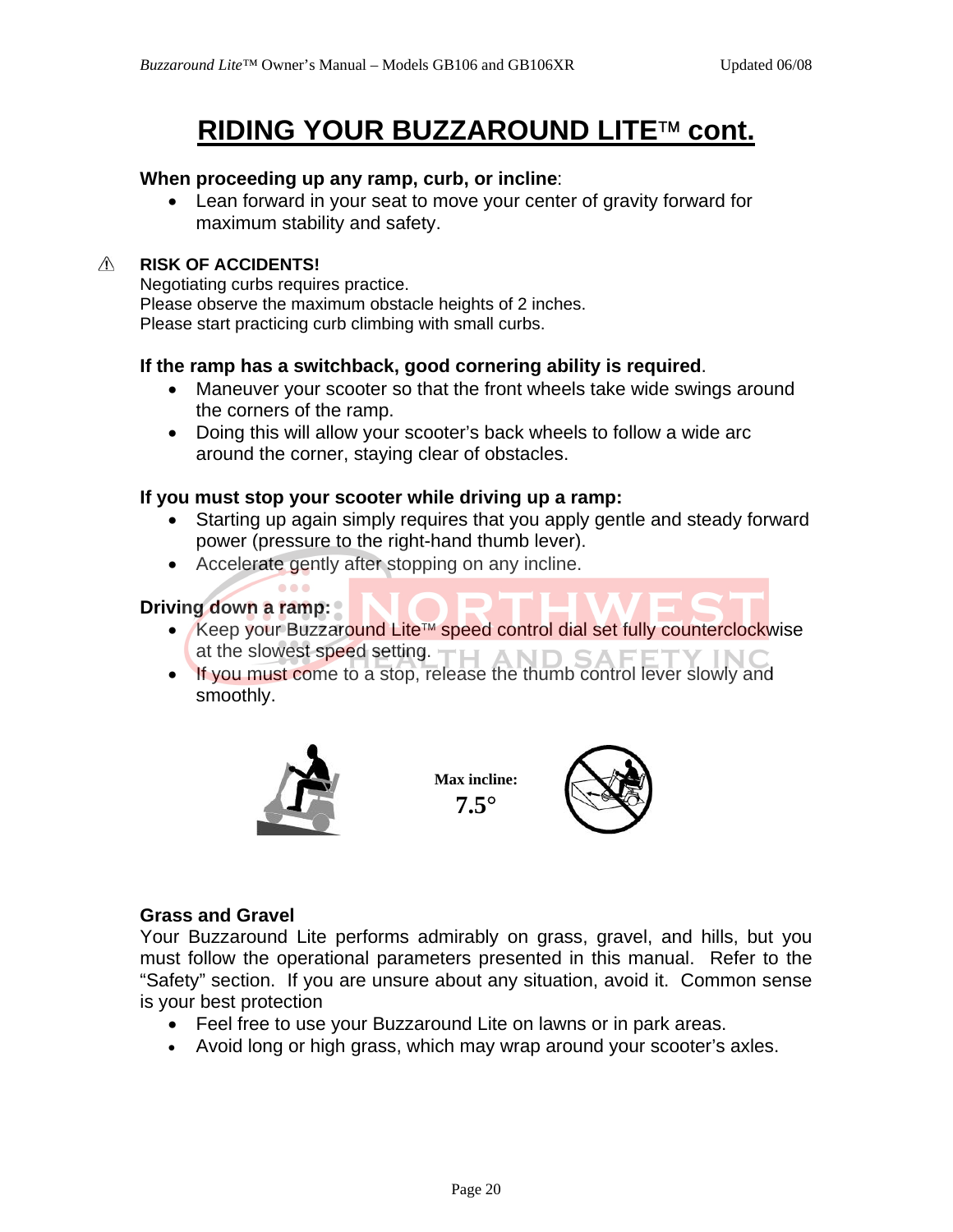# RIDING YOUR BUZZAROUND LITE™ cont.

**When proceeding up any ramp, curb, or incline**:

- Lean forward in your seat to move your center of gravity forward for maximum stability and safety.

⚠ **RISK OF ACCIDENTS!**
Negotiating curbs requires practice.
Please observe the maximum obstacle heights of 2 inches.
Please start practicing curb climbing with small curbs.

**If the ramp has a switchback, good cornering ability is required**.

- Maneuver your scooter so that the front wheels take wide swings around the corners of the ramp.
- Doing this will allow your scooter's back wheels to follow a wide arc around the corner, staying clear of obstacles.

**If you must stop your scooter while driving up a ramp:**

- Starting up again simply requires that you apply gentle and steady forward power (pressure to the right-hand thumb lever).
- Accelerate gently after stopping on any incline.

**Driving down a ramp:**

- Keep your Buzzaround Lite™ speed control dial set fully counterclockwise at the slowest speed setting.
- If you must come to a stop, release the thumb control lever slowly and smoothly.

**Max incline:**
**7.5°**

**Grass and Gravel**

Your Buzzaround Lite performs admirably on grass, gravel, and hills, but you must follow the operational parameters presented in this manual. Refer to the "Safety" section. If you are unsure about any situation, avoid it. Common sense is your best protection

- Feel free to use your Buzzaround Lite on lawns or in park areas.
- Avoid long or high grass, which may wrap around your scooter's axles.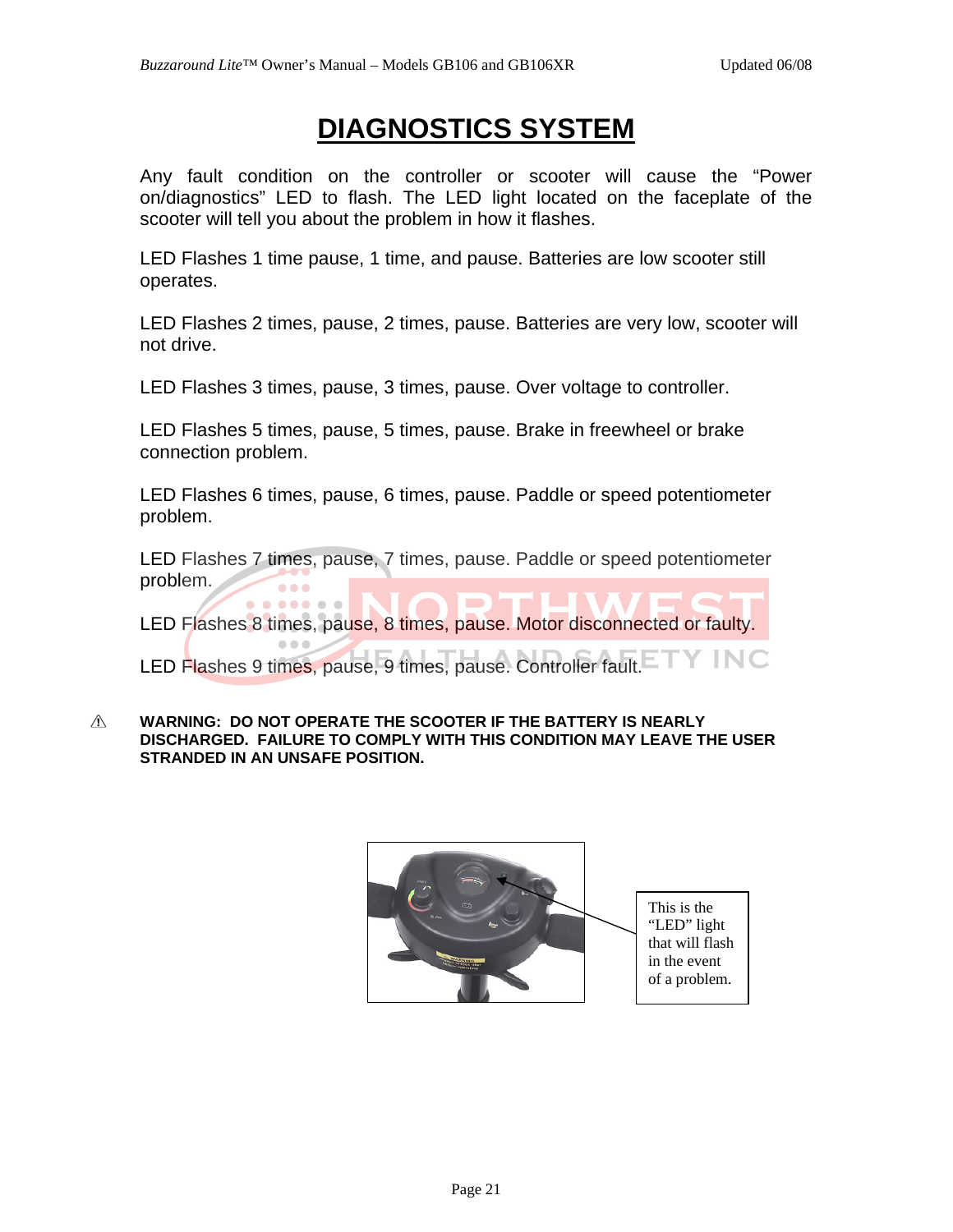# DIAGNOSTICS SYSTEM

Any fault condition on the controller or scooter will cause the "Power on/diagnostics" LED to flash. The LED light located on the faceplate of the scooter will tell you about the problem in how it flashes.

LED Flashes 1 time pause, 1 time, and pause. Batteries are low scooter still operates.

LED Flashes 2 times, pause, 2 times, pause. Batteries are very low, scooter will not drive.

LED Flashes 3 times, pause, 3 times, pause. Over voltage to controller.

LED Flashes 5 times, pause, 5 times, pause. Brake in freewheel or brake connection problem.

LED Flashes 6 times, pause, 6 times, pause. Paddle or speed potentiometer problem.

LED Flashes 7 times, pause, 7 times, pause. Paddle or speed potentiometer problem.

LED Flashes 8 times, pause, 8 times, pause. Motor disconnected or faulty.

LED Flashes 9 times, pause, 9 times, pause. Controller fault.

⚠ **WARNING: DO NOT OPERATE THE SCOOTER IF THE BATTERY IS NEARLY DISCHARGED. FAILURE TO COMPLY WITH THIS CONDITION MAY LEAVE THE USER STRANDED IN AN UNSAFE POSITION.**

This is the "LED" light that will flash in the event of a problem.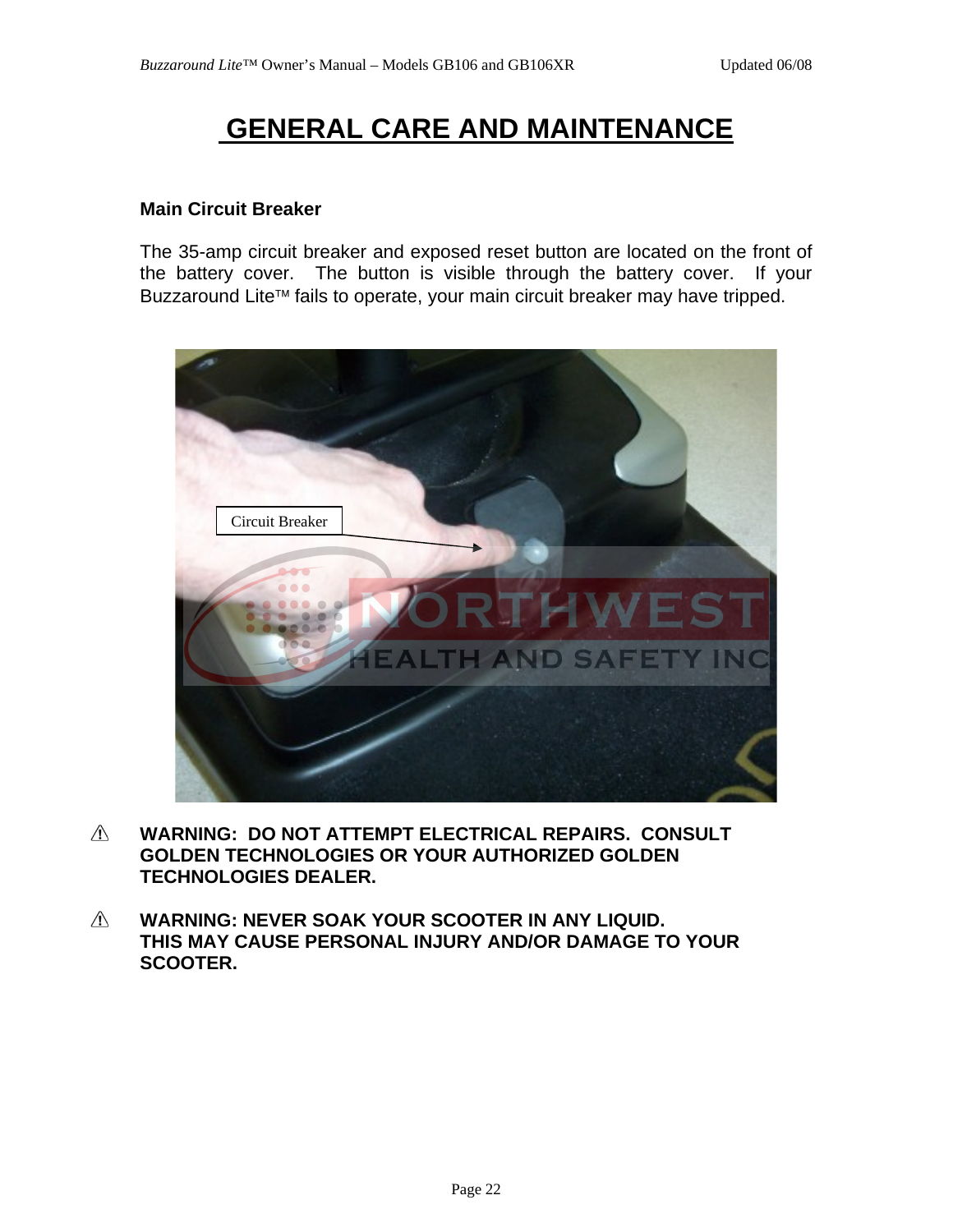# GENERAL CARE AND MAINTENANCE

### Main Circuit Breaker

The 35-amp circuit breaker and exposed reset button are located on the front of the battery cover. The button is visible through the battery cover. If your Buzzaround Lite™ fails to operate, your main circuit breaker may have tripped.

⚠ **WARNING: DO NOT ATTEMPT ELECTRICAL REPAIRS. CONSULT GOLDEN TECHNOLOGIES OR YOUR AUTHORIZED GOLDEN TECHNOLOGIES DEALER.**

⚠ **WARNING: NEVER SOAK YOUR SCOOTER IN ANY LIQUID. THIS MAY CAUSE PERSONAL INJURY AND/OR DAMAGE TO YOUR SCOOTER.**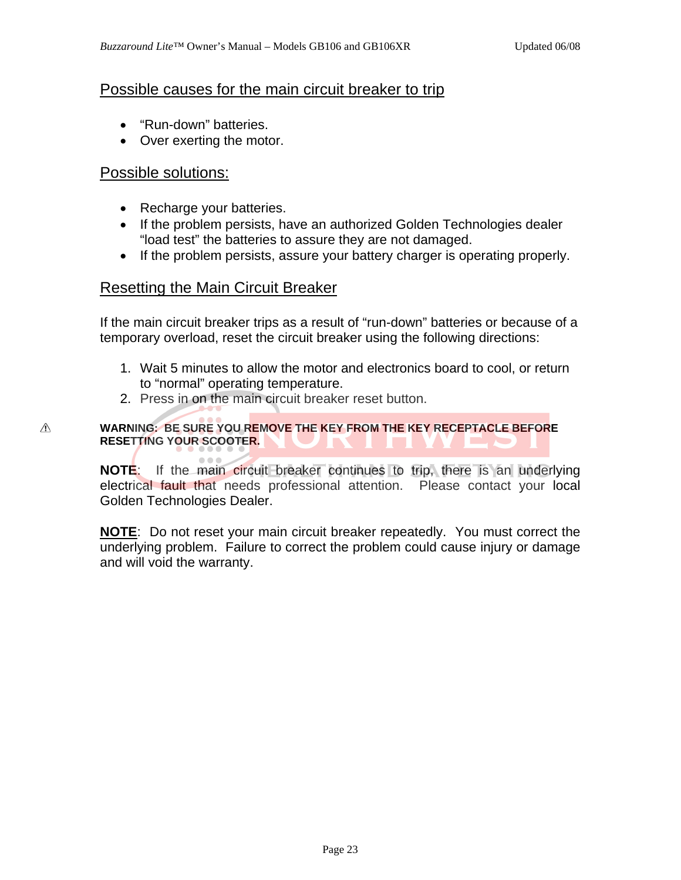## Possible causes for the main circuit breaker to trip

- "Run-down" batteries.
- Over exerting the motor.

## Possible solutions:

- Recharge your batteries.
- If the problem persists, have an authorized Golden Technologies dealer "load test" the batteries to assure they are not damaged.
- If the problem persists, assure your battery charger is operating properly.

## Resetting the Main Circuit Breaker

If the main circuit breaker trips as a result of "run-down" batteries or because of a temporary overload, reset the circuit breaker using the following directions:

1. Wait 5 minutes to allow the motor and electronics board to cool, or return to "normal" operating temperature.
2. Press in on the main circuit breaker reset button.

⚠ **WARNING: BE SURE YOU REMOVE THE KEY FROM THE KEY RECEPTACLE BEFORE RESETTING YOUR SCOOTER.**

**NOTE**: If the main circuit breaker continues to trip, there is an underlying electrical fault that needs professional attention. Please contact your local Golden Technologies Dealer.

**NOTE**: Do not reset your main circuit breaker repeatedly. You must correct the underlying problem. Failure to correct the problem could cause injury or damage and will void the warranty.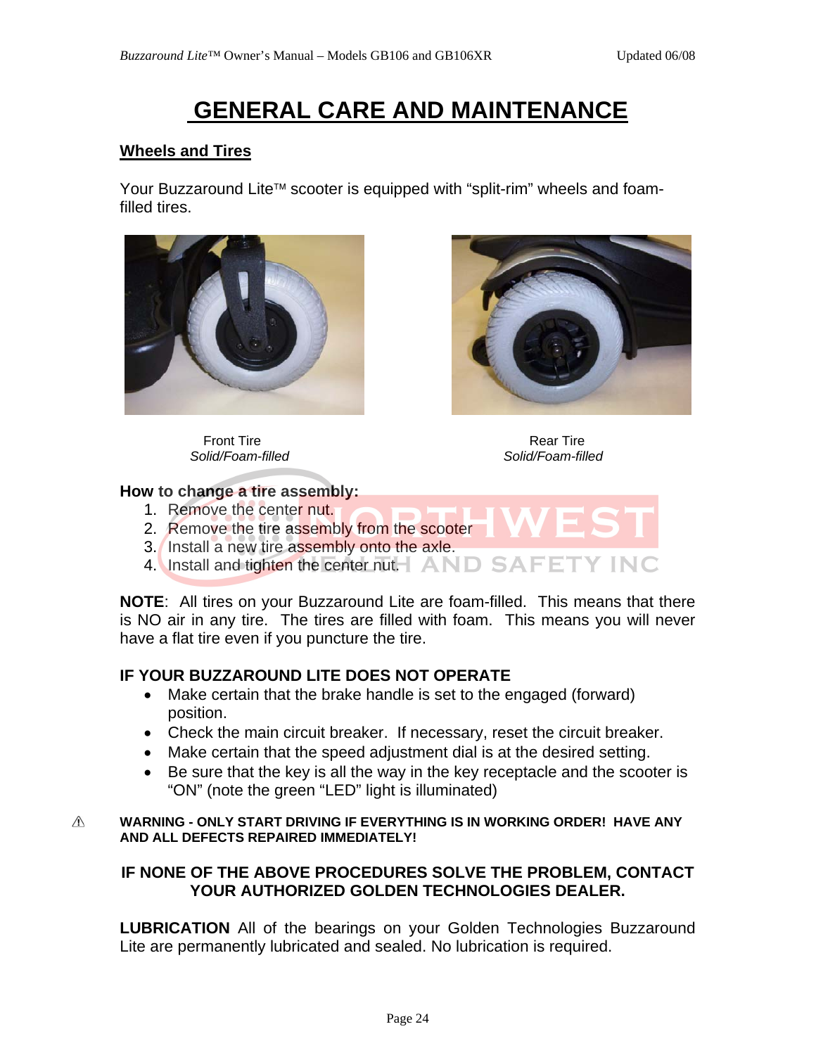# GENERAL CARE AND MAINTENANCE

## Wheels and Tires

Your Buzzaround Lite™ scooter is equipped with "split-rim" wheels and foam-filled tires.

Front Tire
*Solid/Foam-filled*

Rear Tire
*Solid/Foam-filled*

**How to change a tire assembly:**

1. Remove the center nut.
2. Remove the tire assembly from the scooter
3. Install a new tire assembly onto the axle.
4. Install and tighten the center nut.

**NOTE**: All tires on your Buzzaround Lite are foam-filled. This means that there is NO air in any tire. The tires are filled with foam. This means you will never have a flat tire even if you puncture the tire.

### IF YOUR BUZZAROUND LITE DOES NOT OPERATE

- Make certain that the brake handle is set to the engaged (forward) position.
- Check the main circuit breaker. If necessary, reset the circuit breaker.
- Make certain that the speed adjustment dial is at the desired setting.
- Be sure that the key is all the way in the key receptacle and the scooter is "ON" (note the green "LED" light is illuminated)

⚠ **WARNING - ONLY START DRIVING IF EVERYTHING IS IN WORKING ORDER! HAVE ANY AND ALL DEFECTS REPAIRED IMMEDIATELY!**

**IF NONE OF THE ABOVE PROCEDURES SOLVE THE PROBLEM, CONTACT YOUR AUTHORIZED GOLDEN TECHNOLOGIES DEALER.**

**LUBRICATION** All of the bearings on your Golden Technologies Buzzaround Lite are permanently lubricated and sealed. No lubrication is required.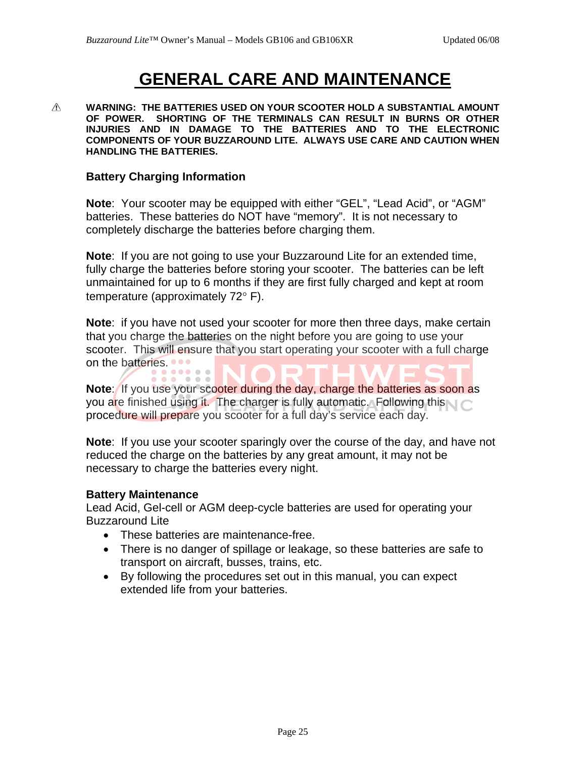# GENERAL CARE AND MAINTENANCE

⚠ **WARNING: THE BATTERIES USED ON YOUR SCOOTER HOLD A SUBSTANTIAL AMOUNT OF POWER. SHORTING OF THE TERMINALS CAN RESULT IN BURNS OR OTHER INJURIES AND IN DAMAGE TO THE BATTERIES AND TO THE ELECTRONIC COMPONENTS OF YOUR BUZZAROUND LITE. ALWAYS USE CARE AND CAUTION WHEN HANDLING THE BATTERIES.**

### Battery Charging Information

**Note**: Your scooter may be equipped with either "GEL", "Lead Acid", or "AGM" batteries. These batteries do NOT have "memory". It is not necessary to completely discharge the batteries before charging them.

**Note**: If you are not going to use your Buzzaround Lite for an extended time, fully charge the batteries before storing your scooter. The batteries can be left unmaintained for up to 6 months if they are first fully charged and kept at room temperature (approximately 72° F).

**Note**: if you have not used your scooter for more then three days, make certain that you charge the batteries on the night before you are going to use your scooter. This will ensure that you start operating your scooter with a full charge on the batteries.

**Note**: If you use your scooter during the day, charge the batteries as soon as you are finished using it. The charger is fully automatic. Following this procedure will prepare you scooter for a full day's service each day.

**Note**: If you use your scooter sparingly over the course of the day, and have not reduced the charge on the batteries by any great amount, it may not be necessary to charge the batteries every night.

### Battery Maintenance

Lead Acid, Gel-cell or AGM deep-cycle batteries are used for operating your Buzzaround Lite

- These batteries are maintenance-free.
- There is no danger of spillage or leakage, so these batteries are safe to transport on aircraft, busses, trains, etc.
- By following the procedures set out in this manual, you can expect extended life from your batteries.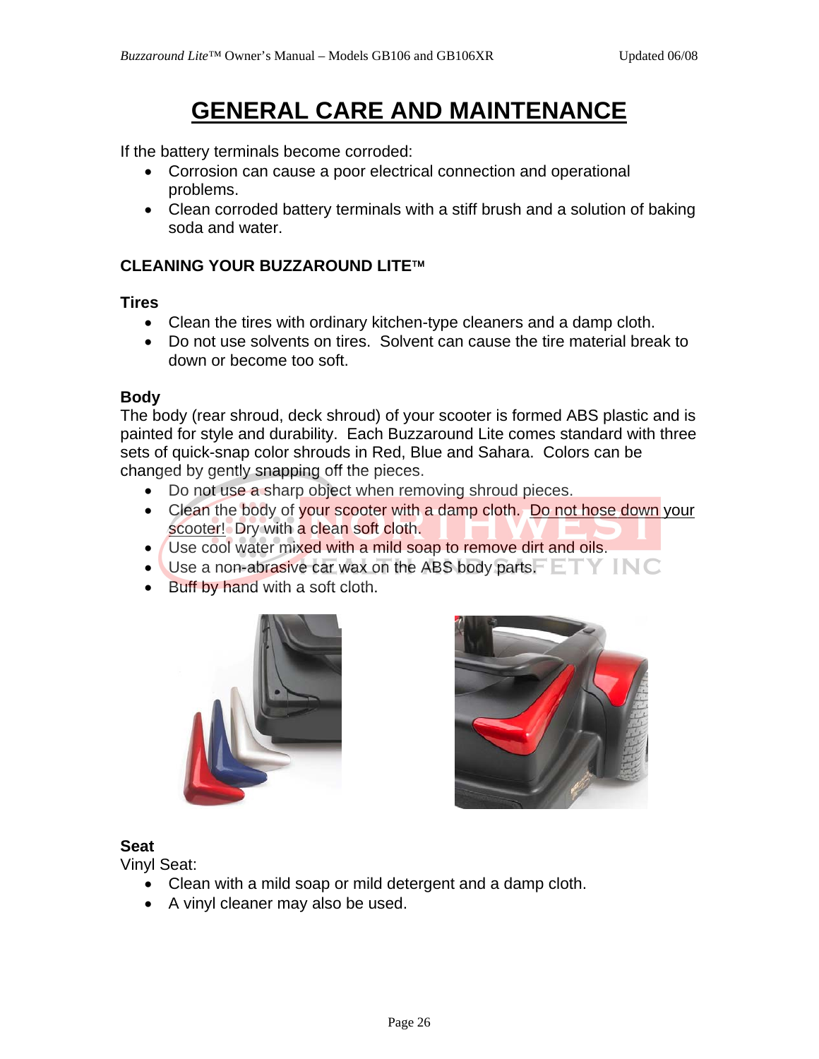# GENERAL CARE AND MAINTENANCE

If the battery terminals become corroded:

- Corrosion can cause a poor electrical connection and operational problems.
- Clean corroded battery terminals with a stiff brush and a solution of baking soda and water.

## CLEANING YOUR BUZZAROUND LITE™

### Tires

- Clean the tires with ordinary kitchen-type cleaners and a damp cloth.
- Do not use solvents on tires. Solvent can cause the tire material break to down or become too soft.

### Body

The body (rear shroud, deck shroud) of your scooter is formed ABS plastic and is painted for style and durability. Each Buzzaround Lite comes standard with three sets of quick-snap color shrouds in Red, Blue and Sahara. Colors can be changed by gently snapping off the pieces.

- Do not use a sharp object when removing shroud pieces.
- Clean the body of your scooter with a damp cloth. Do not hose down your scooter! Dry with a clean soft cloth.
- Use cool water mixed with a mild soap to remove dirt and oils.
- Use a non-abrasive car wax on the ABS body parts.
- Buff by hand with a soft cloth.

### Seat

Vinyl Seat:

- Clean with a mild soap or mild detergent and a damp cloth.
- A vinyl cleaner may also be used.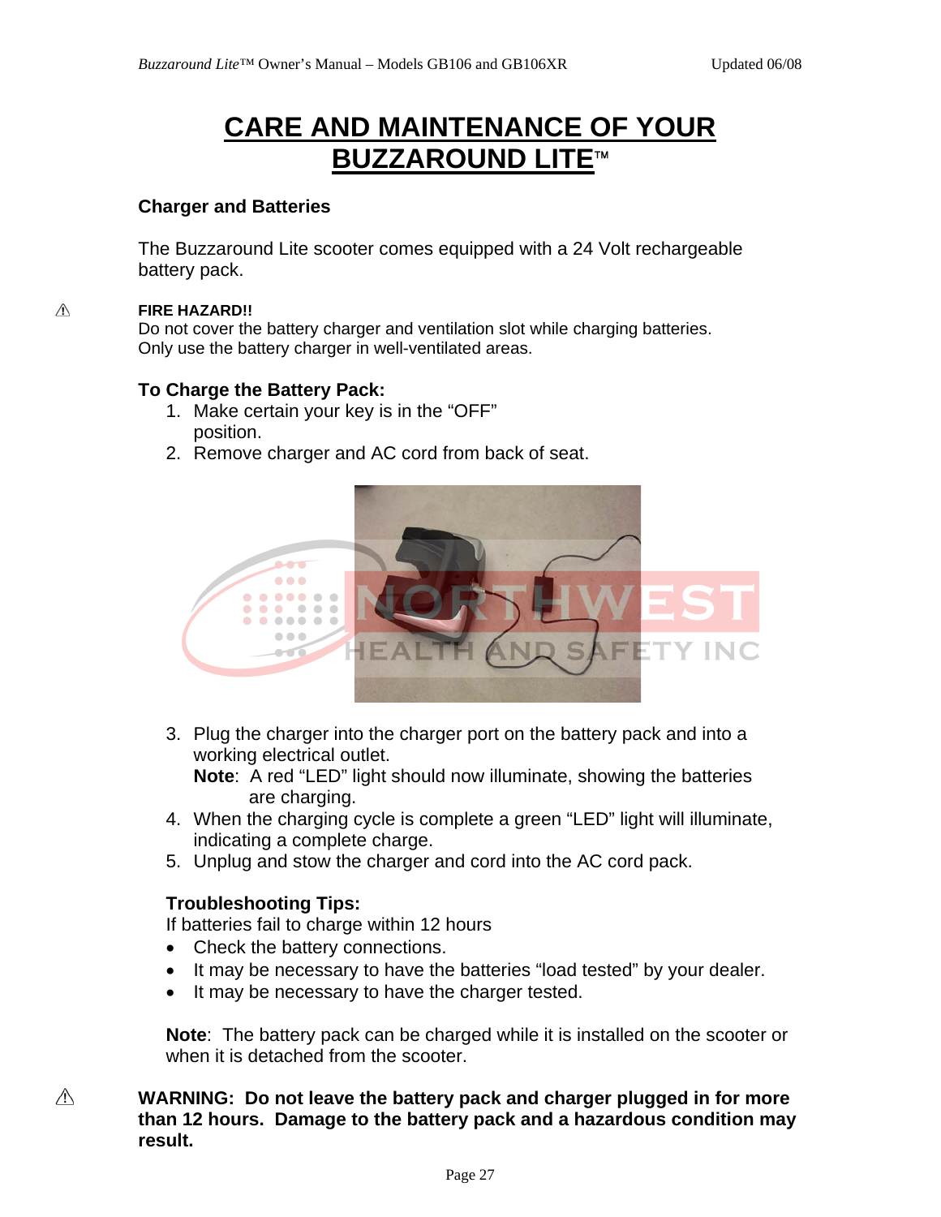# CARE AND MAINTENANCE OF YOUR BUZZAROUND LITE™

### Charger and Batteries

The Buzzaround Lite scooter comes equipped with a 24 Volt rechargeable battery pack.

⚠ **FIRE HAZARD!!**
Do not cover the battery charger and ventilation slot while charging batteries.
Only use the battery charger in well-ventilated areas.

### To Charge the Battery Pack:

1. Make certain your key is in the "OFF" position.
2. Remove charger and AC cord from back of seat.
3. Plug the charger into the charger port on the battery pack and into a working electrical outlet.
   **Note**: A red "LED" light should now illuminate, showing the batteries are charging.
4. When the charging cycle is complete a green "LED" light will illuminate, indicating a complete charge.
5. Unplug and stow the charger and cord into the AC cord pack.

### Troubleshooting Tips:

If batteries fail to charge within 12 hours

- Check the battery connections.
- It may be necessary to have the batteries "load tested" by your dealer.
- It may be necessary to have the charger tested.

**Note**: The battery pack can be charged while it is installed on the scooter or when it is detached from the scooter.

⚠ **WARNING: Do not leave the battery pack and charger plugged in for more than 12 hours. Damage to the battery pack and a hazardous condition may result.**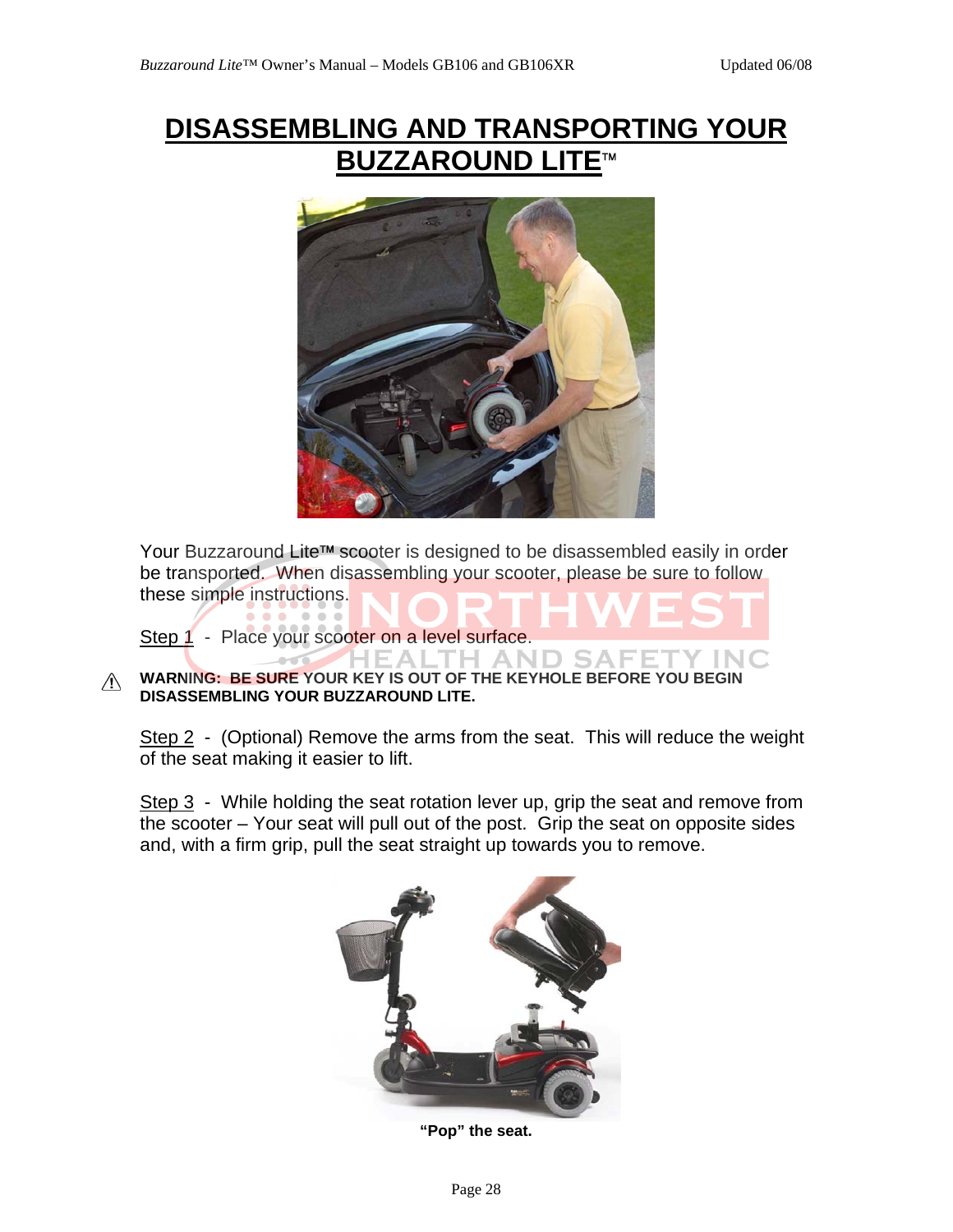# DISASSEMBLING AND TRANSPORTING YOUR BUZZAROUND LITE™

Your Buzzaround Lite™ scooter is designed to be disassembled easily in order be transported. When disassembling your scooter, please be sure to follow these simple instructions.

Step 1 - Place your scooter on a level surface.

⚠ **WARNING: BE SURE YOUR KEY IS OUT OF THE KEYHOLE BEFORE YOU BEGIN DISASSEMBLING YOUR BUZZAROUND LITE.**

Step 2 - (Optional) Remove the arms from the seat. This will reduce the weight of the seat making it easier to lift.

Step 3 - While holding the seat rotation lever up, grip the seat and remove from the scooter – Your seat will pull out of the post. Grip the seat on opposite sides and, with a firm grip, pull the seat straight up towards you to remove.

**"Pop" the seat.**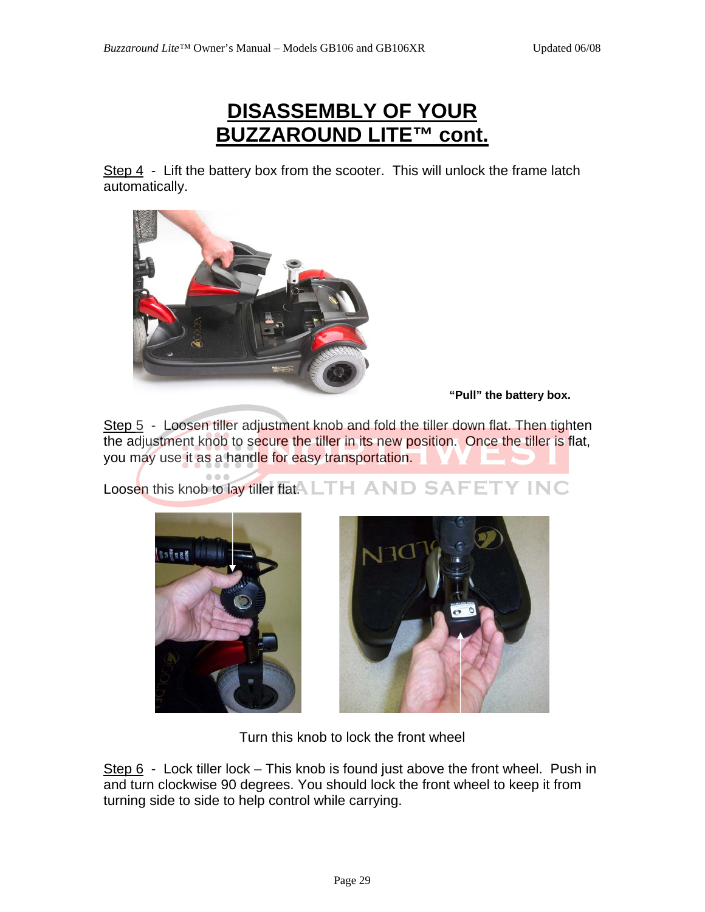# DISASSEMBLY OF YOUR BUZZAROUND LITE™ cont.

Step 4 - Lift the battery box from the scooter. This will unlock the frame latch automatically.

**"Pull" the battery box.**

Step 5 - Loosen tiller adjustment knob and fold the tiller down flat. Then tighten the adjustment knob to secure the tiller in its new position. Once the tiller is flat, you may use it as a handle for easy transportation.

Loosen this knob to lay tiller flat.

Turn this knob to lock the front wheel

Step 6 - Lock tiller lock – This knob is found just above the front wheel. Push in and turn clockwise 90 degrees. You should lock the front wheel to keep it from turning side to side to help control while carrying.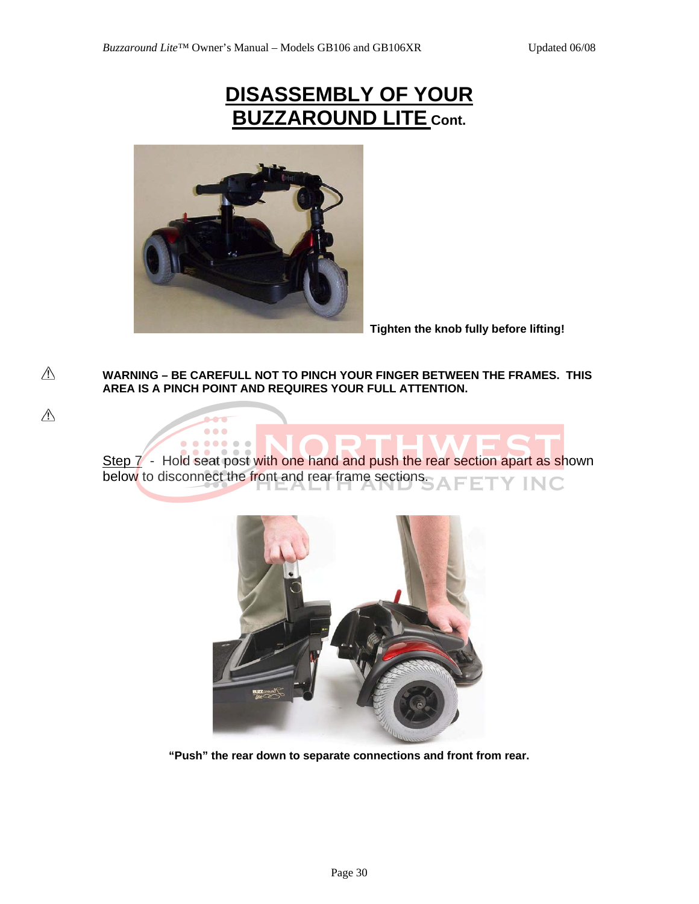# DISASSEMBLY OF YOUR BUZZAROUND LITE Cont.

**Tighten the knob fully before lifting!**

⚠ **WARNING – BE CAREFULL NOT TO PINCH YOUR FINGER BETWEEN THE FRAMES. THIS AREA IS A PINCH POINT AND REQUIRES YOUR FULL ATTENTION.**

⚠

Step 7 - Hold seat post with one hand and push the rear section apart as shown below to disconnect the front and rear frame sections.

**"Push" the rear down to separate connections and front from rear.**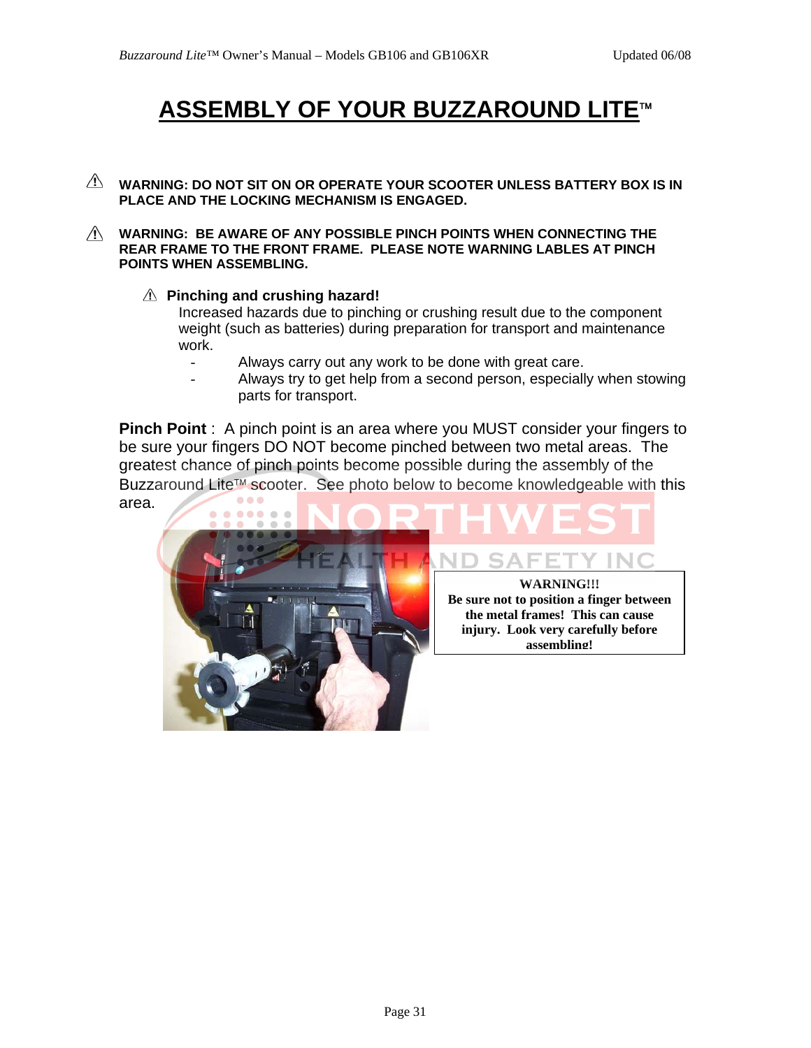# ASSEMBLY OF YOUR BUZZAROUND LITE™

⚠ **WARNING: DO NOT SIT ON OR OPERATE YOUR SCOOTER UNLESS BATTERY BOX IS IN PLACE AND THE LOCKING MECHANISM IS ENGAGED.**

⚠ **WARNING: BE AWARE OF ANY POSSIBLE PINCH POINTS WHEN CONNECTING THE REAR FRAME TO THE FRONT FRAME. PLEASE NOTE WARNING LABLES AT PINCH POINTS WHEN ASSEMBLING.**

⚠ **Pinching and crushing hazard!**

Increased hazards due to pinching or crushing result due to the component weight (such as batteries) during preparation for transport and maintenance work.

- Always carry out any work to be done with great care.
- Always try to get help from a second person, especially when stowing parts for transport.

**Pinch Point** : A pinch point is an area where you MUST consider your fingers to be sure your fingers DO NOT become pinched between two metal areas. The greatest chance of pinch points become possible during the assembly of the Buzzaround Lite™ scooter. See photo below to become knowledgeable with this area.

**WARNING!!!**
**Be sure not to position a finger between the metal frames! This can cause injury. Look very carefully before assembling!**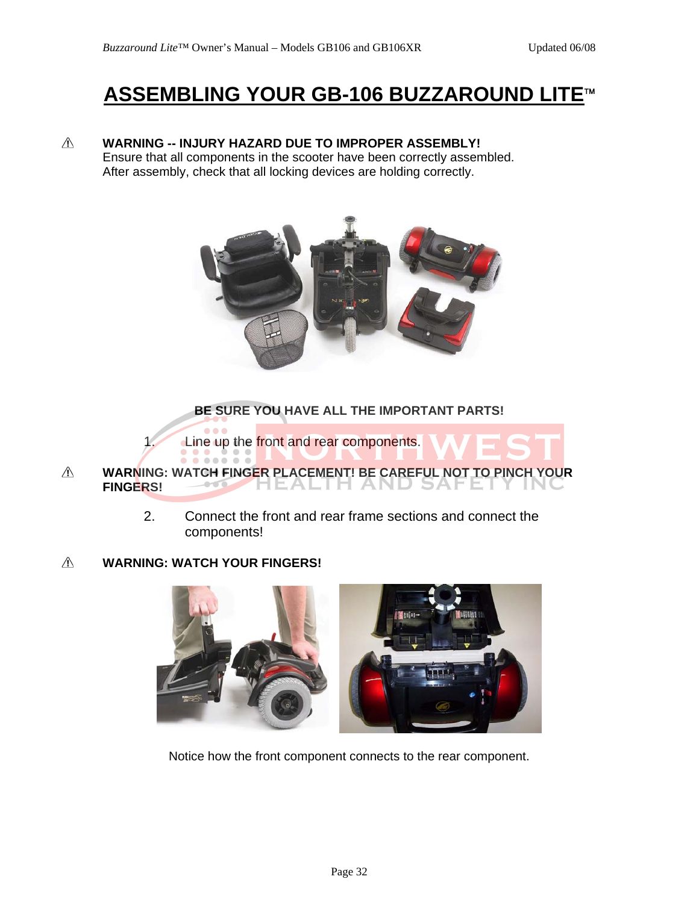# ASSEMBLING YOUR GB-106 BUZZAROUND LITE™

⚠ **WARNING -- INJURY HAZARD DUE TO IMPROPER ASSEMBLY!**
Ensure that all components in the scooter have been correctly assembled.
After assembly, check that all locking devices are holding correctly.

**BE SURE YOU HAVE ALL THE IMPORTANT PARTS!**

1. Line up the front and rear components.

⚠ **WARNING: WATCH FINGER PLACEMENT! BE CAREFUL NOT TO PINCH YOUR FINGERS!**

2. Connect the front and rear frame sections and connect the components!

⚠ **WARNING: WATCH YOUR FINGERS!**

Notice how the front component connects to the rear component.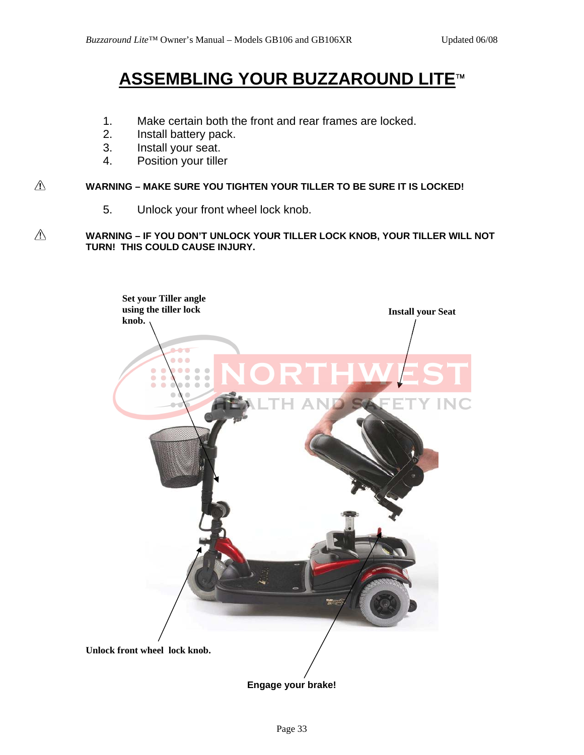# ASSEMBLING YOUR BUZZAROUND LITE™

1. Make certain both the front and rear frames are locked.
2. Install battery pack.
3. Install your seat.
4. Position your tiller

⚠ **WARNING – MAKE SURE YOU TIGHTEN YOUR TILLER TO BE SURE IT IS LOCKED!**

5. Unlock your front wheel lock knob.

⚠ **WARNING – IF YOU DON'T UNLOCK YOUR TILLER LOCK KNOB, YOUR TILLER WILL NOT TURN! THIS COULD CAUSE INJURY.**

**Set your Tiller angle using the tiller lock knob.**

**Install your Seat**

**Unlock front wheel lock knob.**

**Engage your brake!**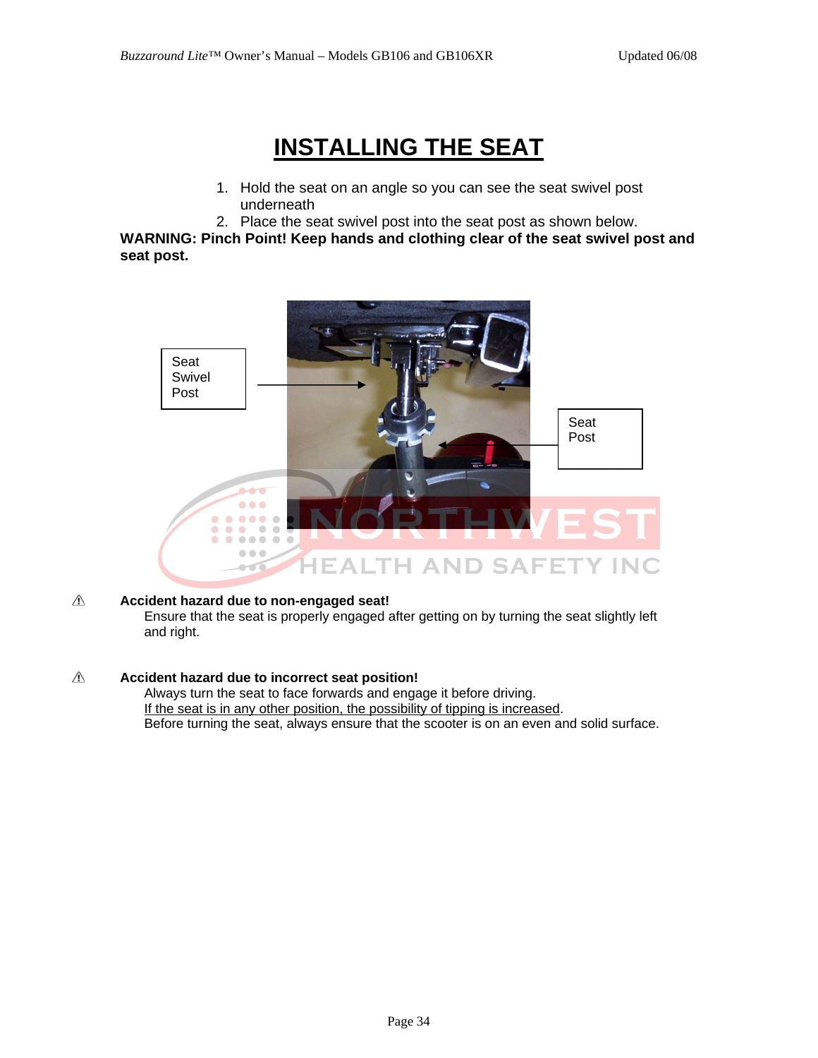# INSTALLING THE SEAT

1. Hold the seat on an angle so you can see the seat swivel post underneath
2. Place the seat swivel post into the seat post as shown below.

**WARNING: Pinch Point! Keep hands and clothing clear of the seat swivel post and seat post.**

Seat Swivel Post

Seat Post

⚠ **Accident hazard due to non-engaged seat!**

Ensure that the seat is properly engaged after getting on by turning the seat slightly left and right.

⚠ **Accident hazard due to incorrect seat position!**

Always turn the seat to face forwards and engage it before driving.
<u>If the seat is in any other position, the possibility of tipping is increased</u>.
Before turning the seat, always ensure that the scooter is on an even and solid surface.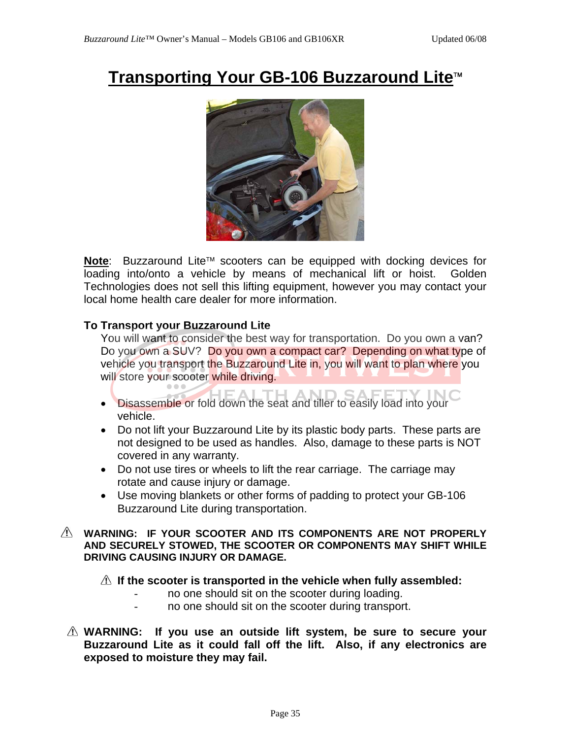# Transporting Your GB-106 Buzzaround Lite™

**Note**: Buzzaround Lite™ scooters can be equipped with docking devices for loading into/onto a vehicle by means of mechanical lift or hoist. Golden Technologies does not sell this lifting equipment, however you may contact your local home health care dealer for more information.

**To Transport your Buzzaround Lite**

You will want to consider the best way for transportation. Do you own a van? Do you own a SUV? Do you own a compact car? Depending on what type of vehicle you transport the Buzzaround Lite in, you will want to plan where you will store your scooter while driving.

- Disassemble or fold down the seat and tiller to easily load into your vehicle.
- Do not lift your Buzzaround Lite by its plastic body parts. These parts are not designed to be used as handles. Also, damage to these parts is NOT covered in any warranty.
- Do not use tires or wheels to lift the rear carriage. The carriage may rotate and cause injury or damage.
- Use moving blankets or other forms of padding to protect your GB-106 Buzzaround Lite during transportation.

⚠ **WARNING: IF YOUR SCOOTER AND ITS COMPONENTS ARE NOT PROPERLY AND SECURELY STOWED, THE SCOOTER OR COMPONENTS MAY SHIFT WHILE DRIVING CAUSING INJURY OR DAMAGE.**

⚠ **If the scooter is transported in the vehicle when fully assembled:**

- no one should sit on the scooter during loading.
- no one should sit on the scooter during transport.

⚠ **WARNING: If you use an outside lift system, be sure to secure your Buzzaround Lite as it could fall off the lift. Also, if any electronics are exposed to moisture they may fail.**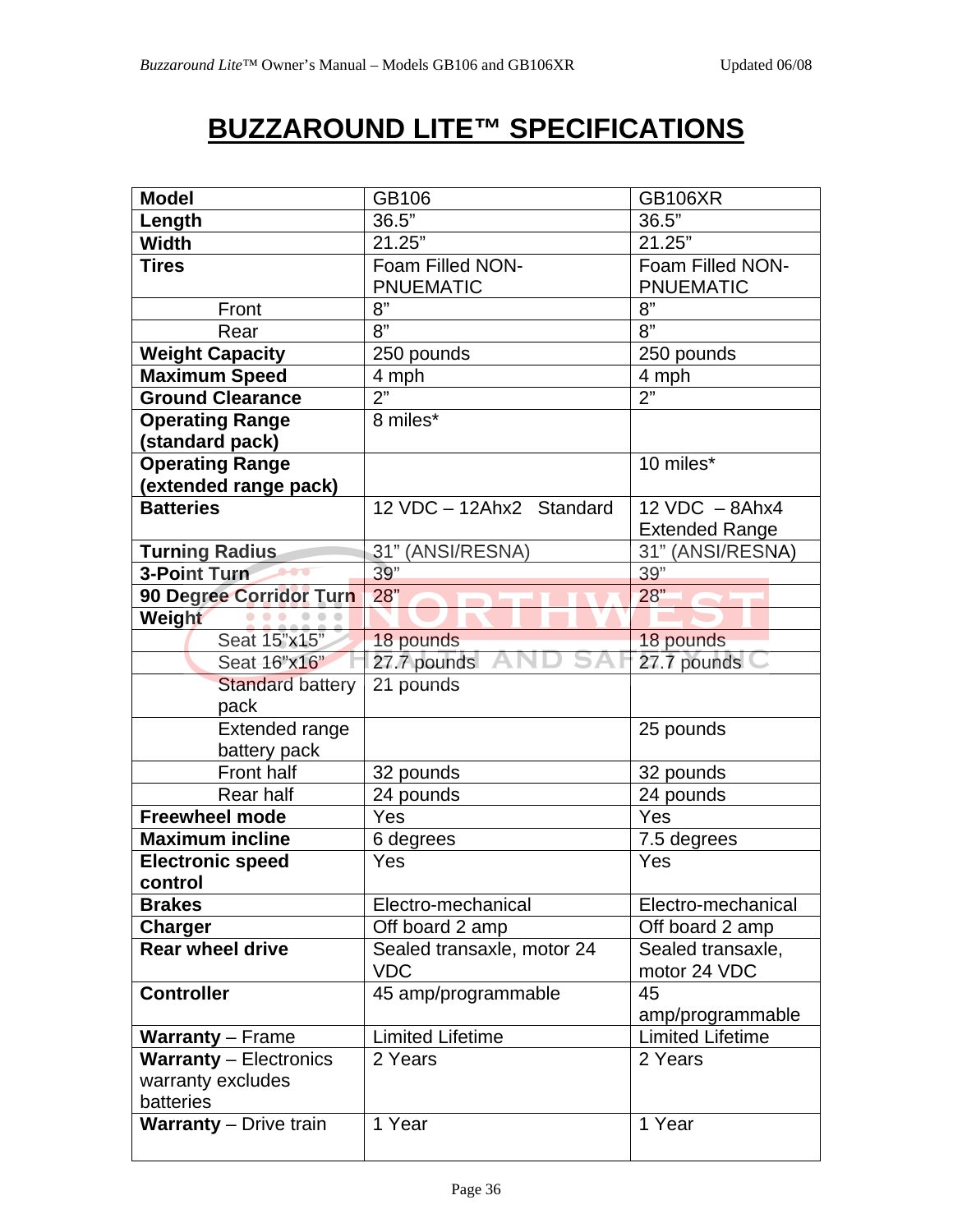# BUZZAROUND LITE™ SPECIFICATIONS

| **Model** | GB106 | GB106XR |
|---|---|---|
| **Length** | 36.5" | 36.5" |
| **Width** | 21.25" | 21.25" |
| **Tires** | Foam Filled NON-PNUEMATIC | Foam Filled NON-PNUEMATIC |
| Front | 8" | 8" |
| Rear | 8" | 8" |
| **Weight Capacity** | 250 pounds | 250 pounds |
| **Maximum Speed** | 4 mph | 4 mph |
| **Ground Clearance** | 2" | 2" |
| **Operating Range (standard pack)** | 8 miles* | |
| **Operating Range (extended range pack)** | | 10 miles* |
| **Batteries** | 12 VDC – 12Ahx2 Standard | 12 VDC – 8Ahx4 Extended Range |
| **Turning Radius** | 31" (ANSI/RESNA) | 31" (ANSI/RESNA) |
| **3-Point Turn** | 39" | 39" |
| **90 Degree Corridor Turn** | 28" | 28" |
| **Weight** | | |
| Seat 15"x15" | 18 pounds | 18 pounds |
| Seat 16"x16" | 27.7 pounds | 27.7 pounds |
| Standard battery pack | 21 pounds | |
| Extended range battery pack | | 25 pounds |
| Front half | 32 pounds | 32 pounds |
| Rear half | 24 pounds | 24 pounds |
| **Freewheel mode** | Yes | Yes |
| **Maximum incline** | 6 degrees | 7.5 degrees |
| **Electronic speed control** | Yes | Yes |
| **Brakes** | Electro-mechanical | Electro-mechanical |
| **Charger** | Off board 2 amp | Off board 2 amp |
| **Rear wheel drive** | Sealed transaxle, motor 24 VDC | Sealed transaxle, motor 24 VDC |
| **Controller** | 45 amp/programmable | 45 amp/programmable |
| **Warranty** – Frame | Limited Lifetime | Limited Lifetime |
| **Warranty** – Electronics warranty excludes batteries | 2 Years | 2 Years |
| **Warranty** – Drive train | 1 Year | 1 Year |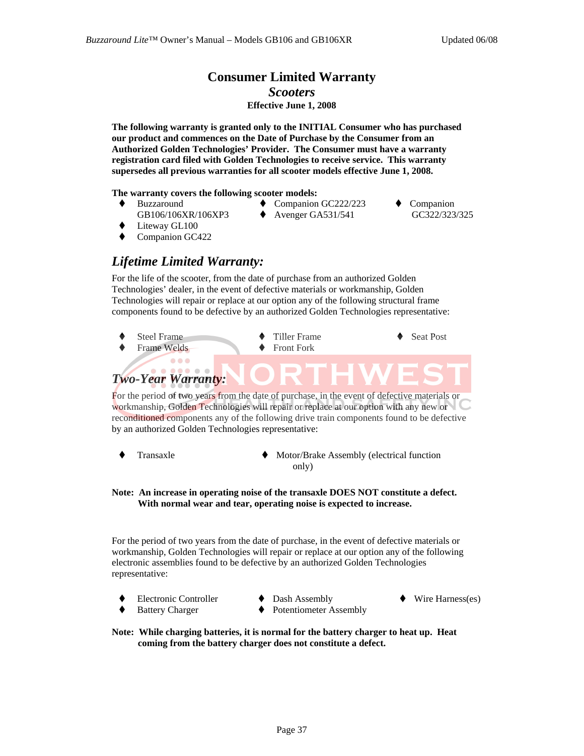# Consumer Limited Warranty

## *Scooters*

**Effective June 1, 2008**

**The following warranty is granted only to the INITIAL Consumer who has purchased our product and commences on the Date of Purchase by the Consumer from an Authorized Golden Technologies' Provider. The Consumer must have a warranty registration card filed with Golden Technologies to receive service. This warranty supersedes all previous warranties for all scooter models effective June 1, 2008.**

**The warranty covers the following scooter models:**

- Buzzaround GB106/106XR/106XP3
- Liteway GL100
- Companion GC422
- Companion GC222/223
- Avenger GA531/541
- Companion GC322/323/325

## *Lifetime Limited Warranty:*

For the life of the scooter, from the date of purchase from an authorized Golden Technologies' dealer, in the event of defective materials or workmanship, Golden Technologies will repair or replace at our option any of the following structural frame components found to be defective by an authorized Golden Technologies representative:

- Steel Frame
- Frame Welds
- Tiller Frame
- Front Fork
- Seat Post

## *Two-Year Warranty:*

For the period of two years from the date of purchase, in the event of defective materials or workmanship, Golden Technologies will repair or replace at our option with any new or reconditioned components any of the following drive train components found to be defective by an authorized Golden Technologies representative:

- Transaxle
- Motor/Brake Assembly (electrical function only)

**Note: An increase in operating noise of the transaxle DOES NOT constitute a defect. With normal wear and tear, operating noise is expected to increase.**

For the period of two years from the date of purchase, in the event of defective materials or workmanship, Golden Technologies will repair or replace at our option any of the following electronic assemblies found to be defective by an authorized Golden Technologies representative:

- Electronic Controller
- Battery Charger
- Dash Assembly
- Potentiometer Assembly
- Wire Harness(es)

**Note: While charging batteries, it is normal for the battery charger to heat up. Heat coming from the battery charger does not constitute a defect.**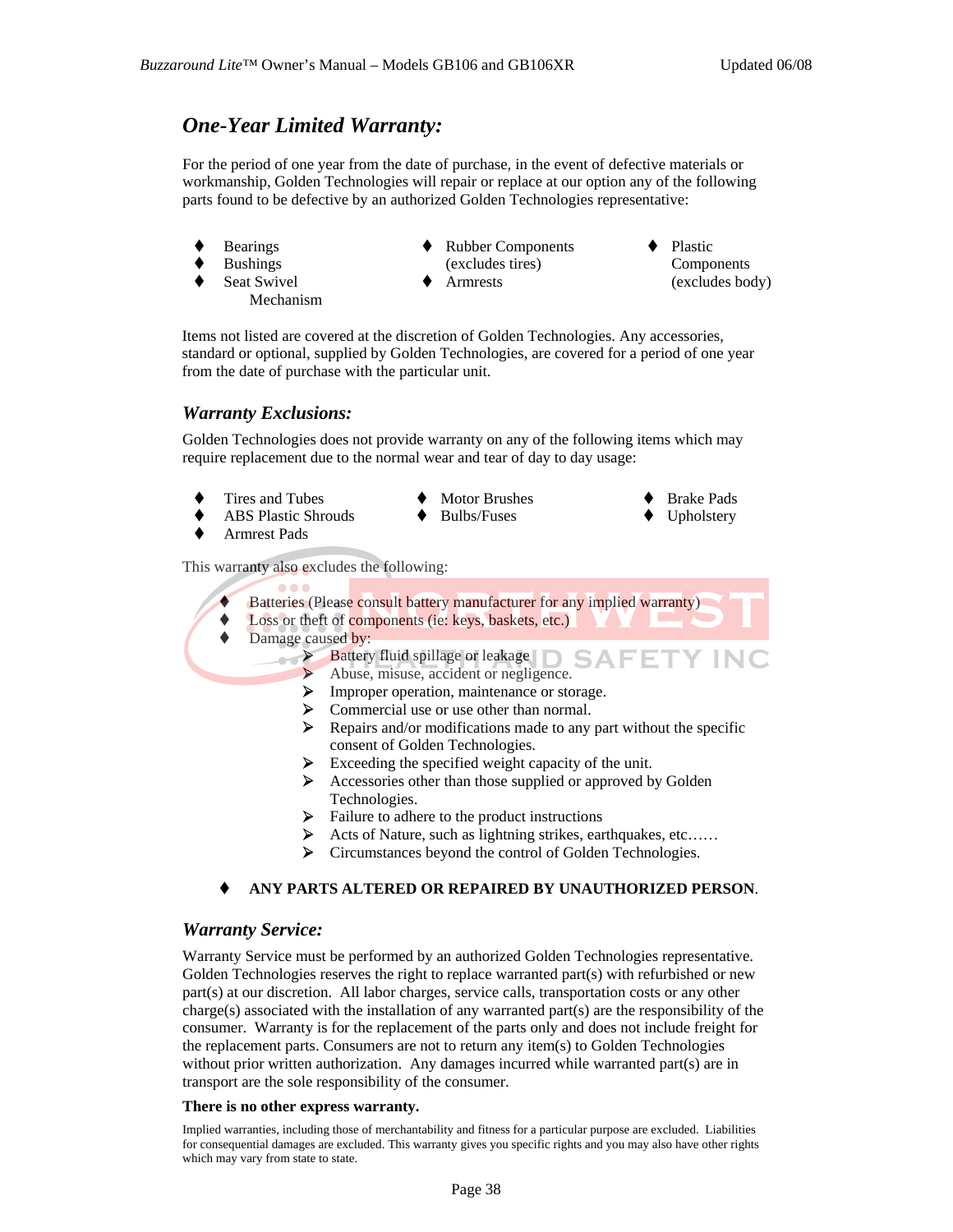## One-Year Limited Warranty:

For the period of one year from the date of purchase, in the event of defective materials or workmanship, Golden Technologies will repair or replace at our option any of the following parts found to be defective by an authorized Golden Technologies representative:

- Bearings
- Bushings
- Seat Swivel Mechanism
- Rubber Components (excludes tires)
- Armrests
- Plastic Components (excludes body)

Items not listed are covered at the discretion of Golden Technologies. Any accessories, standard or optional, supplied by Golden Technologies, are covered for a period of one year from the date of purchase with the particular unit.

### Warranty Exclusions:

Golden Technologies does not provide warranty on any of the following items which may require replacement due to the normal wear and tear of day to day usage:

- Tires and Tubes
- ABS Plastic Shrouds
- Armrest Pads
- Motor Brushes
- Bulbs/Fuses
- Brake Pads
- Upholstery

This warranty also excludes the following:

- Batteries (Please consult battery manufacturer for any implied warranty)
- Loss or theft of components (ie: keys, baskets, etc.)
- Damage caused by:
  - Battery fluid spillage or leakage
  - Abuse, misuse, accident or negligence.
  - Improper operation, maintenance or storage.
  - Commercial use or use other than normal.
  - Repairs and/or modifications made to any part without the specific consent of Golden Technologies.
  - Exceeding the specified weight capacity of the unit.
  - Accessories other than those supplied or approved by Golden Technologies.
  - Failure to adhere to the product instructions
  - Acts of Nature, such as lightning strikes, earthquakes, etc……
  - Circumstances beyond the control of Golden Technologies.
- **ANY PARTS ALTERED OR REPAIRED BY UNAUTHORIZED PERSON**.

### Warranty Service:

Warranty Service must be performed by an authorized Golden Technologies representative. Golden Technologies reserves the right to replace warranted part(s) with refurbished or new part(s) at our discretion. All labor charges, service calls, transportation costs or any other charge(s) associated with the installation of any warranted part(s) are the responsibility of the consumer. Warranty is for the replacement of the parts only and does not include freight for the replacement parts. Consumers are not to return any item(s) to Golden Technologies without prior written authorization. Any damages incurred while warranted part(s) are in transport are the sole responsibility of the consumer.

**There is no other express warranty.**

Implied warranties, including those of merchantability and fitness for a particular purpose are excluded. Liabilities for consequential damages are excluded. This warranty gives you specific rights and you may also have other rights which may vary from state to state.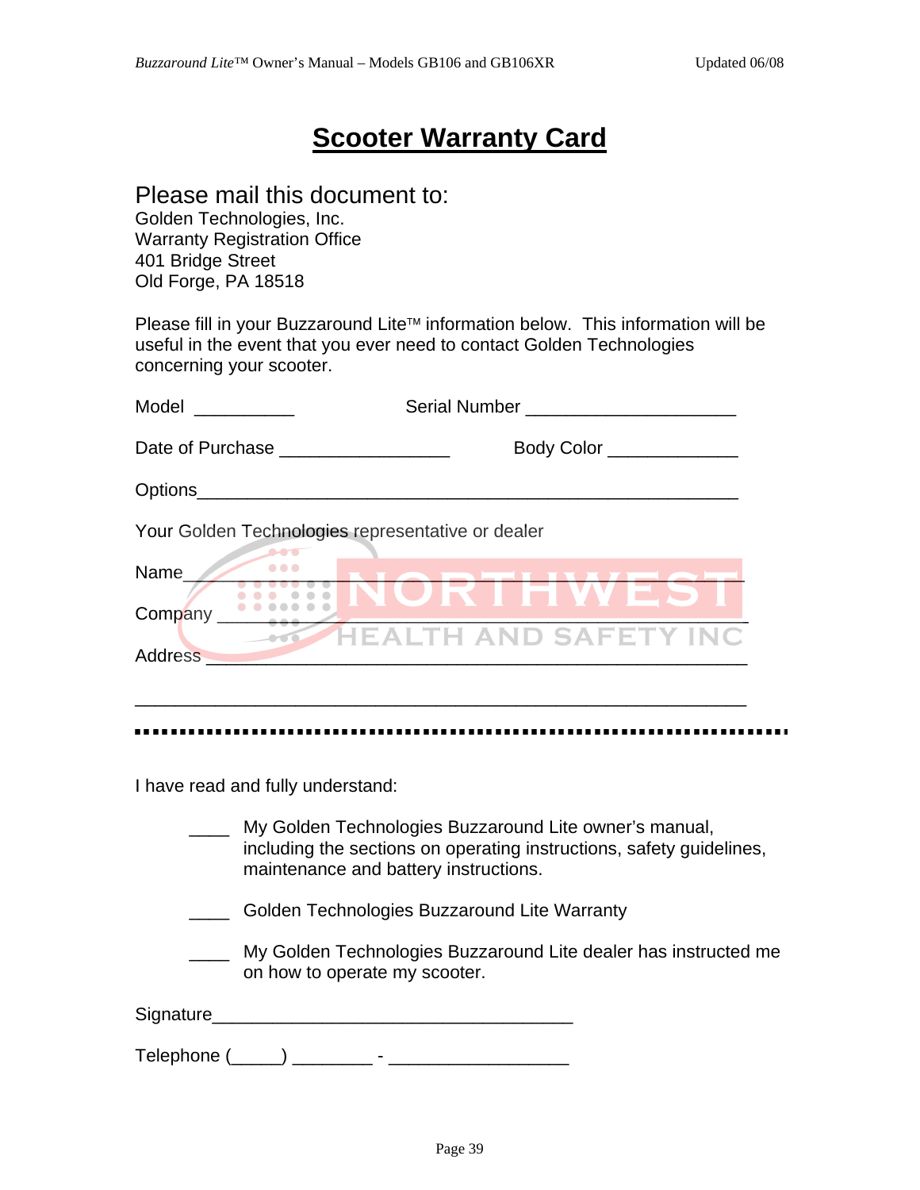# Scooter Warranty Card

Please mail this document to:

Golden Technologies, Inc.
Warranty Registration Office
401 Bridge Street
Old Forge, PA 18518

Please fill in your Buzzaround Lite™ information below. This information will be useful in the event that you ever need to contact Golden Technologies concerning your scooter.

Model __________ Serial Number ____________________

Date of Purchase ________________ Body Color ____________

Options__________________________________________________

Your Golden Technologies representative or dealer

Name____________________________________________________

Company _________________________________________________

Address __________________________________________________

__________________________________________________________

---

I have read and fully understand:

____ My Golden Technologies Buzzaround Lite owner's manual, including the sections on operating instructions, safety guidelines, maintenance and battery instructions.

____ Golden Technologies Buzzaround Lite Warranty

____ My Golden Technologies Buzzaround Lite dealer has instructed me on how to operate my scooter.

Signature___________________________________

Telephone (_____) ________ - _________________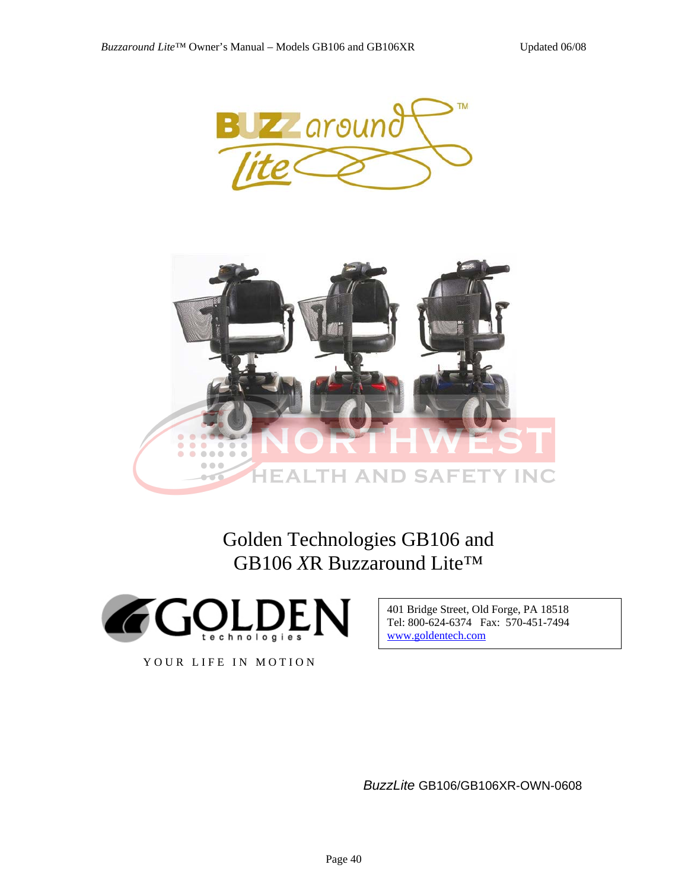Golden Technologies GB106 and GB106 *X*R Buzzaround Lite™

YOUR LIFE IN MOTION

401 Bridge Street, Old Forge, PA 18518
Tel: 800-624-6374 Fax: 570-451-7494
www.goldentech.com

*BuzzLite* GB106/GB106XR-OWN-0608